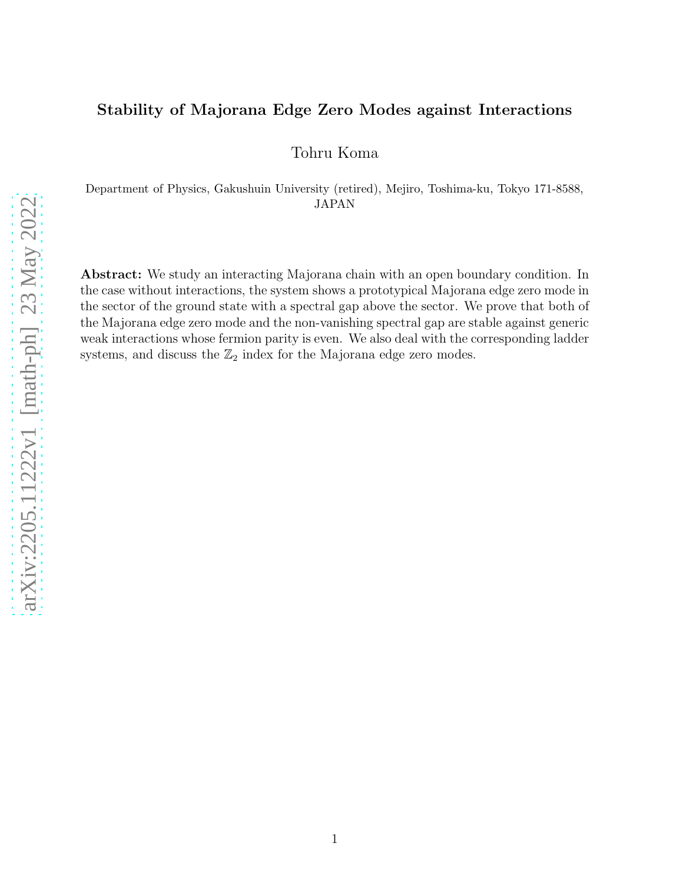# Stability of Majorana Edge Zero Modes against Interactions

Tohru Koma

Department of Physics, Gakushuin University (retired), Mejiro, Toshima-ku, Tokyo 171-8588, JAPAN

**Abstract:** We study an interacting Majorana chain with an open boundary condition. In the case without interactions, the system shows a prototypical Majorana edge zero mode in the sector of the ground state with a spectral gap above the sector. We prove that both of the Majorana edge zero mode and the non-vanishing spectral gap are stable against generic weak interactions whose fermion parity is even. We also deal with the corresponding ladder systems, and discuss the $\mathbb{Z}_2$ index for the Majorana edge zero modes.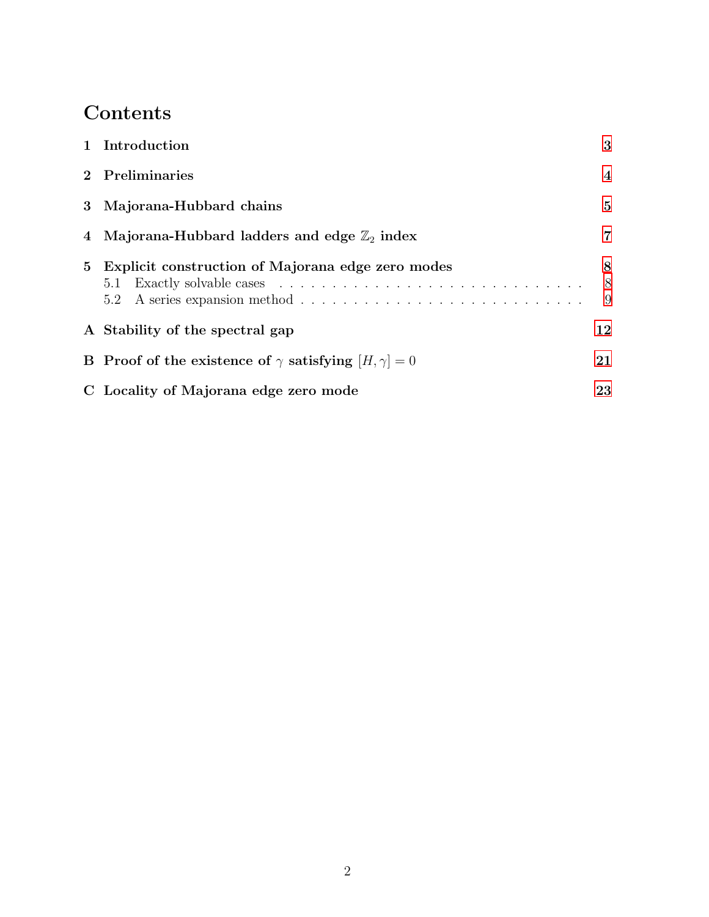# Contents

1 Introduction 3

2 Preliminaries 4

3 Majorana-Hubbard chains 5

4 Majorana-Hubbard ladders and edge $\mathbb{Z}_2$ index 7

5 Explicit construction of Majorana edge zero modes 8
- 5.1 Exactly solvable cases 8
- 5.2 A series expansion method 9

A Stability of the spectral gap 12

B Proof of the existence of $\gamma$ satisfying $[H, \gamma] = 0$ 21

C Locality of Majorana edge zero mode 23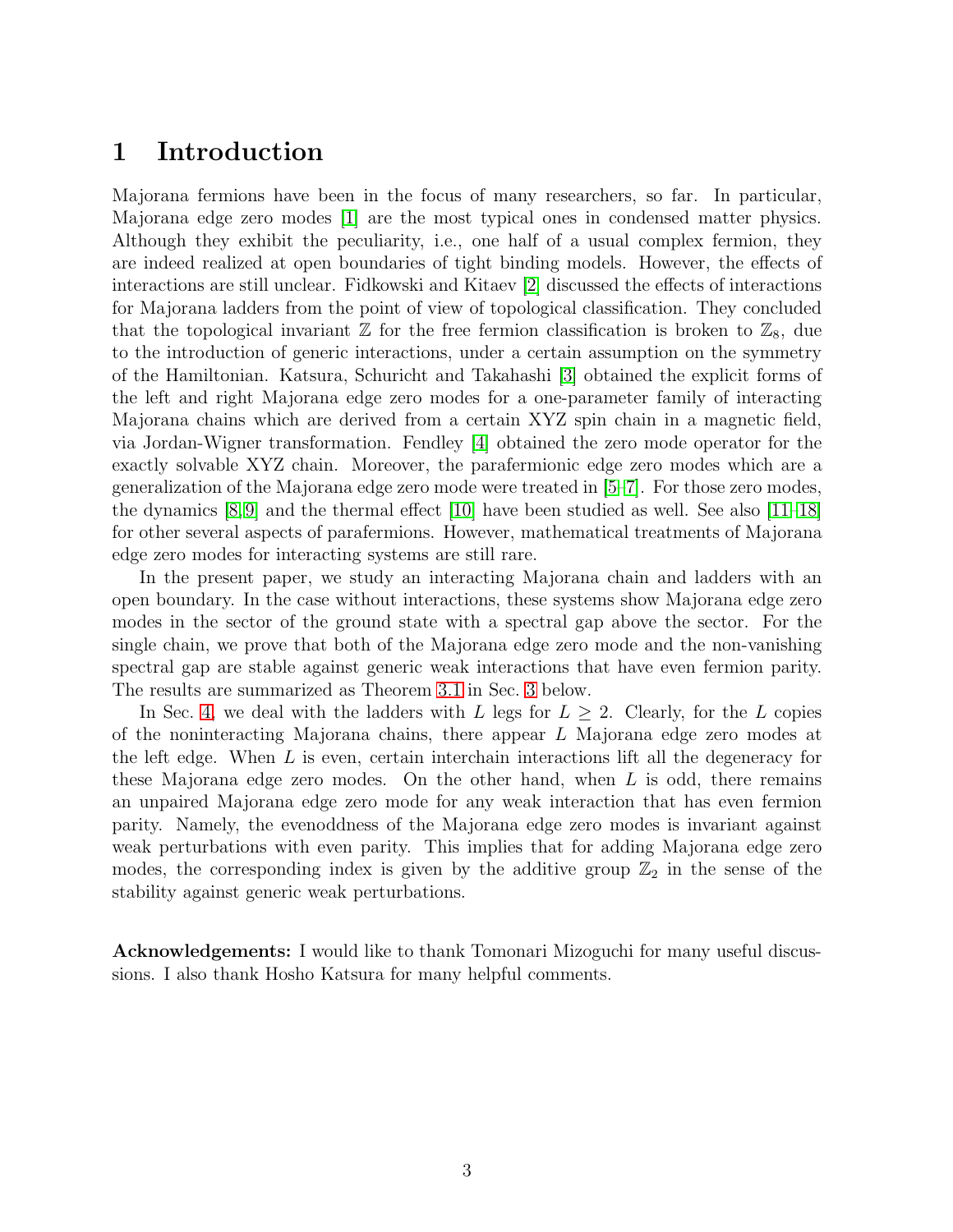# 1 Introduction

Majorana fermions have been in the focus of many researchers, so far. In particular, Majorana edge zero modes [1] are the most typical ones in condensed matter physics. Although they exhibit the peculiarity, i.e., one half of a usual complex fermion, they are indeed realized at open boundaries of tight binding models. However, the effects of interactions are still unclear. Fidkowski and Kitaev [2] discussed the effects of interactions for Majorana ladders from the point of view of topological classification. They concluded that the topological invariant $\mathbb{Z}$ for the free fermion classification is broken to $\mathbb{Z}_8$, due to the introduction of generic interactions, under a certain assumption on the symmetry of the Hamiltonian. Katsura, Schuricht and Takahashi [3] obtained the explicit forms of the left and right Majorana edge zero modes for a one-parameter family of interacting Majorana chains which are derived from a certain XYZ spin chain in a magnetic field, via Jordan-Wigner transformation. Fendley [4] obtained the zero mode operator for the exactly solvable XYZ chain. Moreover, the parafermionic edge zero modes which are a generalization of the Majorana edge zero mode were treated in [5–7]. For those zero modes, the dynamics [8,9] and the thermal effect [10] have been studied as well. See also [11–18] for other several aspects of parafermions. However, mathematical treatments of Majorana edge zero modes for interacting systems are still rare.

In the present paper, we study an interacting Majorana chain and ladders with an open boundary. In the case without interactions, these systems show Majorana edge zero modes in the sector of the ground state with a spectral gap above the sector. For the single chain, we prove that both of the Majorana edge zero mode and the non-vanishing spectral gap are stable against generic weak interactions that have even fermion parity. The results are summarized as Theorem 3.1 in Sec. 3 below.

In Sec. 4, we deal with the ladders with $L$ legs for $L \geq 2$. Clearly, for the $L$ copies of the noninteracting Majorana chains, there appear $L$ Majorana edge zero modes at the left edge. When $L$ is even, certain interchain interactions lift all the degeneracy for these Majorana edge zero modes. On the other hand, when $L$ is odd, there remains an unpaired Majorana edge zero mode for any weak interaction that has even fermion parity. Namely, the evenoddness of the Majorana edge zero modes is invariant against weak perturbations with even parity. This implies that for adding Majorana edge zero modes, the corresponding index is given by the additive group $\mathbb{Z}_2$ in the sense of the stability against generic weak perturbations.

**Acknowledgements:** I would like to thank Tomonari Mizoguchi for many useful discussions. I also thank Hosho Katsura for many helpful comments.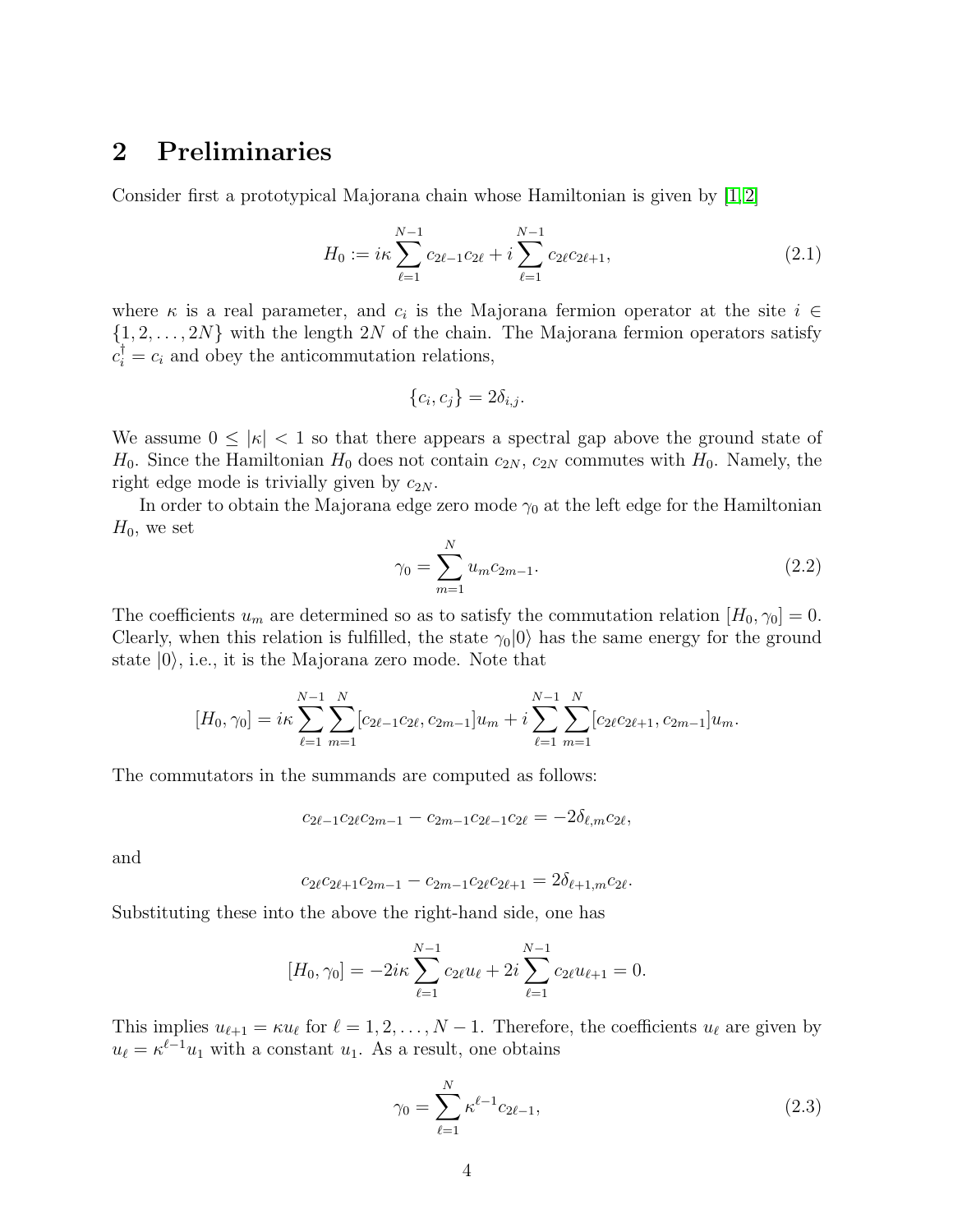## 2 Preliminaries

Consider first a prototypical Majorana chain whose Hamiltonian is given by [1, 2]

$$H_0 := i\kappa \sum_{\ell=1}^{N-1} c_{2\ell-1}c_{2\ell} + i\sum_{\ell=1}^{N-1} c_{2\ell}c_{2\ell+1}, \tag{2.1}$$

where $\kappa$ is a real parameter, and $c_i$ is the Majorana fermion operator at the site $i \in \{1, 2, \ldots, 2N\}$ with the length $2N$ of the chain. The Majorana fermion operators satisfy $c_i^\dagger = c_i$ and obey the anticommutation relations,

$$\{c_i, c_j\} = 2\delta_{i,j}.$$

We assume $0 \le |\kappa| < 1$ so that there appears a spectral gap above the ground state of $H_0$. Since the Hamiltonian $H_0$ does not contain $c_{2N}$, $c_{2N}$ commutes with $H_0$. Namely, the right edge mode is trivially given by $c_{2N}$.

In order to obtain the Majorana edge zero mode $\gamma_0$ at the left edge for the Hamiltonian $H_0$, we set

$$\gamma_0 = \sum_{m=1}^{N} u_m c_{2m-1}. \tag{2.2}$$

The coefficients $u_m$ are determined so as to satisfy the commutation relation $[H_0, \gamma_0] = 0$. Clearly, when this relation is fulfilled, the state $\gamma_0|0\rangle$ has the same energy for the ground state $|0\rangle$, i.e., it is the Majorana zero mode. Note that

$$[H_0, \gamma_0] = i\kappa \sum_{\ell=1}^{N-1}\sum_{m=1}^{N} [c_{2\ell-1}c_{2\ell}, c_{2m-1}]u_m + i\sum_{\ell=1}^{N-1}\sum_{m=1}^{N} [c_{2\ell}c_{2\ell+1}, c_{2m-1}]u_m.$$

The commutators in the summands are computed as follows:

$$c_{2\ell-1}c_{2\ell}c_{2m-1} - c_{2m-1}c_{2\ell-1}c_{2\ell} = -2\delta_{\ell,m}c_{2\ell},$$

and

$$c_{2\ell}c_{2\ell+1}c_{2m-1} - c_{2m-1}c_{2\ell}c_{2\ell+1} = 2\delta_{\ell+1,m}c_{2\ell}.$$

Substituting these into the above the right-hand side, one has

$$[H_0, \gamma_0] = -2i\kappa \sum_{\ell=1}^{N-1} c_{2\ell}u_\ell + 2i\sum_{\ell=1}^{N-1} c_{2\ell}u_{\ell+1} = 0.$$

This implies $u_{\ell+1} = \kappa u_\ell$ for $\ell = 1, 2, \ldots, N-1$. Therefore, the coefficients $u_\ell$ are given by $u_\ell = \kappa^{\ell-1}u_1$ with a constant $u_1$. As a result, one obtains

$$\gamma_0 = \sum_{\ell=1}^{N} \kappa^{\ell-1}c_{2\ell-1}, \tag{2.3}$$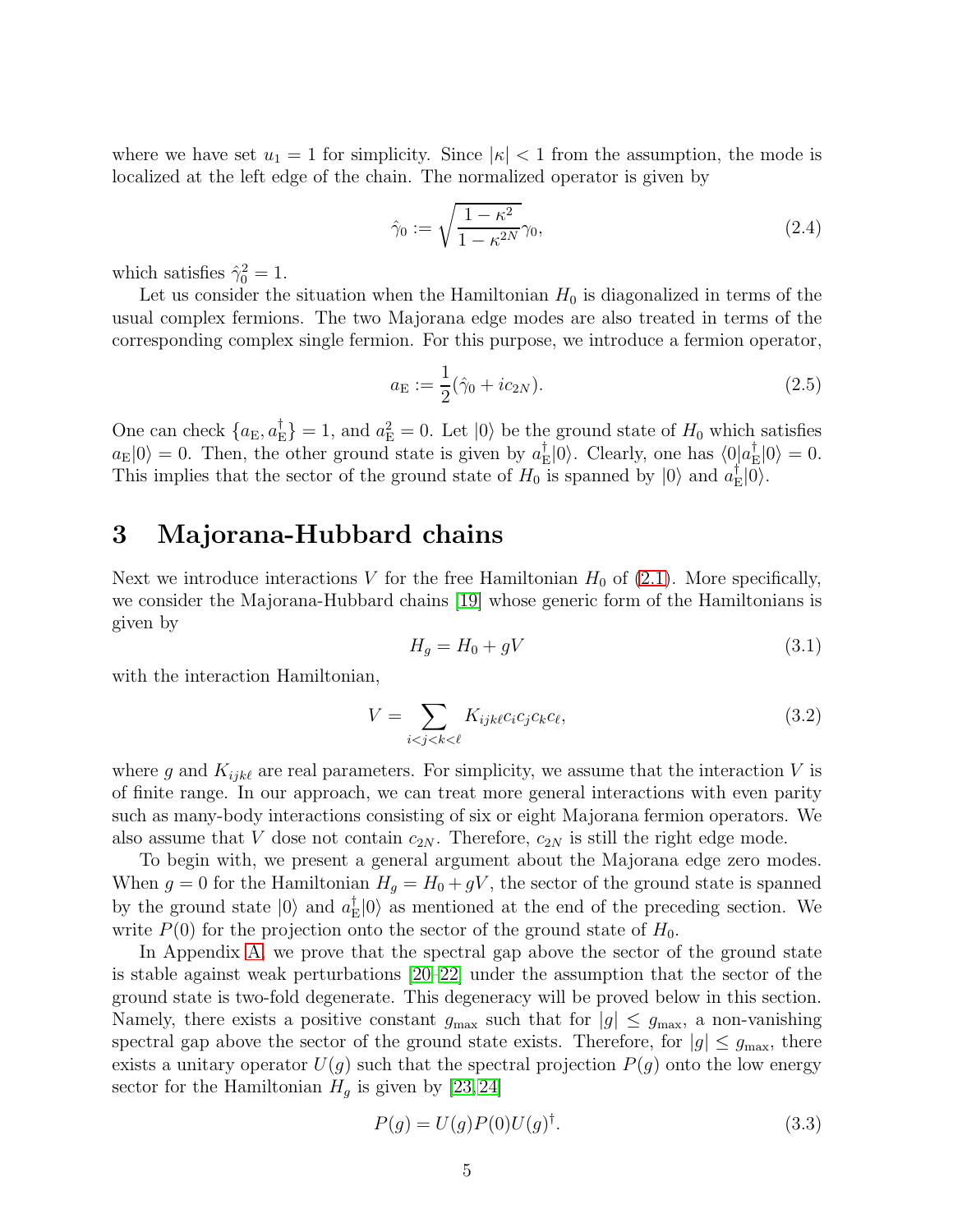where we have set $u_1 = 1$ for simplicity. Since $|\kappa| < 1$ from the assumption, the mode is localized at the left edge of the chain. The normalized operator is given by

$$\hat{\gamma}_0 := \sqrt{\frac{1-\kappa^2}{1-\kappa^{2N}}}\gamma_0, \tag{2.4}$$

which satisfies $\hat{\gamma}_0^2 = 1$.

Let us consider the situation when the Hamiltonian $H_0$ is diagonalized in terms of the usual complex fermions. The two Majorana edge modes are also treated in terms of the corresponding complex single fermion. For this purpose, we introduce a fermion operator,

$$a_{\mathrm{E}} := \frac{1}{2}(\hat{\gamma}_0 + ic_{2N}). \tag{2.5}$$

One can check $\{a_{\mathrm{E}}, a_{\mathrm{E}}^\dagger\} = 1$, and $a_{\mathrm{E}}^2 = 0$. Let $|0\rangle$ be the ground state of $H_0$ which satisfies $a_{\mathrm{E}}|0\rangle = 0$. Then, the other ground state is given by $a_{\mathrm{E}}^\dagger|0\rangle$. Clearly, one has $\langle 0|a_{\mathrm{E}}^\dagger|0\rangle = 0$. This implies that the sector of the ground state of $H_0$ is spanned by $|0\rangle$ and $a_{\mathrm{E}}^\dagger|0\rangle$.

# 3 Majorana-Hubbard chains

Next we introduce interactions $V$ for the free Hamiltonian $H_0$ of (2.1). More specifically, we consider the Majorana-Hubbard chains [19] whose generic form of the Hamiltonians is given by

$$H_g = H_0 + gV \tag{3.1}$$

with the interaction Hamiltonian,

$$V = \sum_{i<j<k<\ell} K_{ijk\ell}c_i c_j c_k c_\ell, \tag{3.2}$$

where $g$ and $K_{ijk\ell}$ are real parameters. For simplicity, we assume that the interaction $V$ is of finite range. In our approach, we can treat more general interactions with even parity such as many-body interactions consisting of six or eight Majorana fermion operators. We also assume that $V$ dose not contain $c_{2N}$. Therefore, $c_{2N}$ is still the right edge mode.

To begin with, we present a general argument about the Majorana edge zero modes. When $g = 0$ for the Hamiltonian $H_g = H_0 + gV$, the sector of the ground state is spanned by the ground state $|0\rangle$ and $a_{\mathrm{E}}^\dagger|0\rangle$ as mentioned at the end of the preceding section. We write $P(0)$ for the projection onto the sector of the ground state of $H_0$.

In Appendix A, we prove that the spectral gap above the sector of the ground state is stable against weak perturbations [20–22] under the assumption that the sector of the ground state is two-fold degenerate. This degeneracy will be proved below in this section. Namely, there exists a positive constant $g_{\max}$ such that for $|g| \le g_{\max}$, a non-vanishing spectral gap above the sector of the ground state exists. Therefore, for $|g| \le g_{\max}$, there exists a unitary operator $U(g)$ such that the spectral projection $P(g)$ onto the low energy sector for the Hamiltonian $H_g$ is given by [23, 24]

$$P(g) = U(g)P(0)U(g)^\dagger. \tag{3.3}$$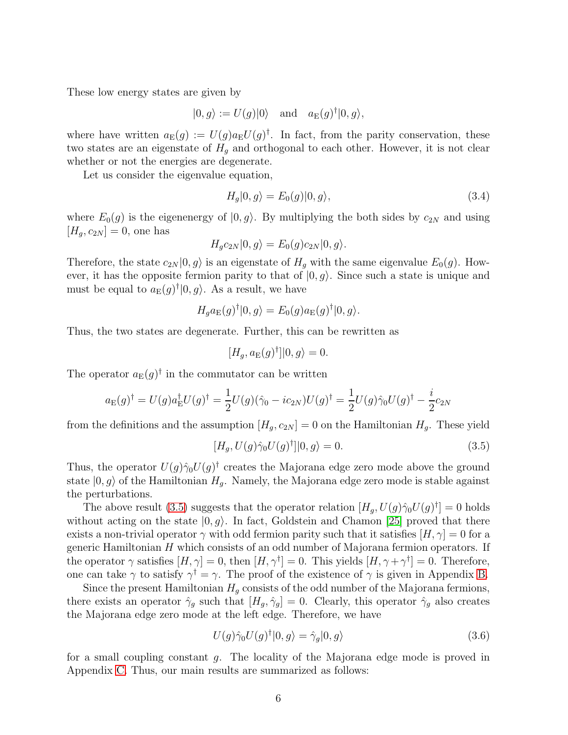These low energy states are given by

$$|0,g\rangle := U(g)|0\rangle \quad \text{and} \quad a_{\rm E}(g)^\dagger|0,g\rangle,$$

where have written $a_{\rm E}(g) := U(g)a_{\rm E}U(g)^\dagger$. In fact, from the parity conservation, these two states are an eigenstate of $H_g$ and orthogonal to each other. However, it is not clear whether or not the energies are degenerate.

Let us consider the eigenvalue equation,

$$H_g|0,g\rangle = E_0(g)|0,g\rangle, \tag{3.4}$$

where $E_0(g)$ is the eigenenergy of $|0,g\rangle$. By multiplying the both sides by $c_{2N}$ and using $[H_g, c_{2N}] = 0$, one has

$$H_g c_{2N}|0,g\rangle = E_0(g)c_{2N}|0,g\rangle.$$

Therefore, the state $c_{2N}|0,g\rangle$ is an eigenstate of $H_g$ with the same eigenvalue $E_0(g)$. However, it has the opposite fermion parity to that of $|0,g\rangle$. Since such a state is unique and must be equal to $a_{\rm E}(g)^\dagger|0,g\rangle$. As a result, we have

$$H_g a_{\rm E}(g)^\dagger|0,g\rangle = E_0(g)a_{\rm E}(g)^\dagger|0,g\rangle.$$

Thus, the two states are degenerate. Further, this can be rewritten as

$$[H_g, a_{\rm E}(g)^\dagger]|0,g\rangle = 0.$$

The operator $a_{\rm E}(g)^\dagger$ in the commutator can be written

$$a_{\rm E}(g)^\dagger = U(g)a_{\rm E}^\dagger U(g)^\dagger = \frac{1}{2}U(g)(\hat{\gamma}_0 - ic_{2N})U(g)^\dagger = \frac{1}{2}U(g)\hat{\gamma}_0 U(g)^\dagger - \frac{i}{2}c_{2N}$$

from the definitions and the assumption $[H_g, c_{2N}] = 0$ on the Hamiltonian $H_g$. These yield

$$[H_g, U(g)\hat{\gamma}_0 U(g)^\dagger]|0,g\rangle = 0. \tag{3.5}$$

Thus, the operator $U(g)\hat{\gamma}_0 U(g)^\dagger$ creates the Majorana edge zero mode above the ground state $|0,g\rangle$ of the Hamiltonian $H_g$. Namely, the Majorana edge zero mode is stable against the perturbations.

The above result (3.5) suggests that the operator relation $[H_g, U(g)\hat{\gamma}_0 U(g)^\dagger] = 0$ holds without acting on the state $|0,g\rangle$. In fact, Goldstein and Chamon [25] proved that there exists a non-trivial operator $\gamma$ with odd fermion parity such that it satisfies $[H, \gamma] = 0$ for a generic Hamiltonian $H$ which consists of an odd number of Majorana fermion operators. If the operator $\gamma$ satisfies $[H, \gamma] = 0$, then $[H, \gamma^\dagger] = 0$. This yields $[H, \gamma + \gamma^\dagger] = 0$. Therefore, one can take $\gamma$ to satisfy $\gamma^\dagger = \gamma$. The proof of the existence of $\gamma$ is given in Appendix B.

Since the present Hamiltonian $H_g$ consists of the odd number of the Majorana fermions, there exists an operator $\hat{\gamma}_g$ such that $[H_g, \hat{\gamma}_g] = 0$. Clearly, this operator $\hat{\gamma}_g$ also creates the Majorana edge zero mode at the left edge. Therefore, we have

$$U(g)\hat{\gamma}_0 U(g)^\dagger|0,g\rangle = \hat{\gamma}_g|0,g\rangle \tag{3.6}$$

for a small coupling constant $g$. The locality of the Majorana edge mode is proved in Appendix C. Thus, our main results are summarized as follows: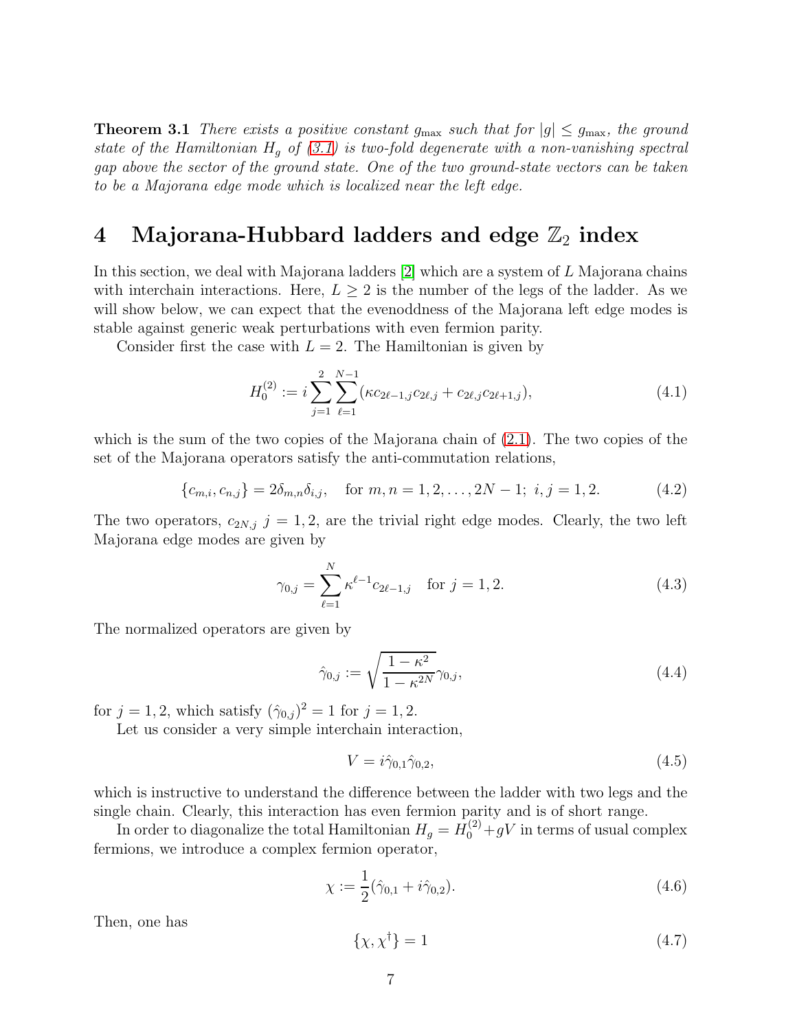**Theorem 3.1** *There exists a positive constant $g_{\max}$ such that for $|g| \le g_{\max}$, the ground state of the Hamiltonian $H_g$ of (3.1) is two-fold degenerate with a non-vanishing spectral gap above the sector of the ground state. One of the two ground-state vectors can be taken to be a Majorana edge mode which is localized near the left edge.*

# 4 Majorana-Hubbard ladders and edge $\mathbb{Z}_2$ index

In this section, we deal with Majorana ladders [2] which are a system of $L$ Majorana chains with interchain interactions. Here, $L \ge 2$ is the number of the legs of the ladder. As we will show below, we can expect that the evenoddness of the Majorana left edge modes is stable against generic weak perturbations with even fermion parity.

Consider first the case with $L = 2$. The Hamiltonian is given by

$$H_0^{(2)} := i \sum_{j=1}^{2} \sum_{\ell=1}^{N-1} (\kappa c_{2\ell-1,j} c_{2\ell,j} + c_{2\ell,j} c_{2\ell+1,j}), \tag{4.1}$$

which is the sum of the two copies of the Majorana chain of (2.1). The two copies of the set of the Majorana operators satisfy the anti-commutation relations,

$$\{c_{m,i}, c_{n,j}\} = 2\delta_{m,n}\delta_{i,j}, \quad \text{for } m, n = 1, 2, \ldots, 2N-1;\ i, j = 1, 2. \tag{4.2}$$

The two operators, $c_{2N,j}$ $j = 1, 2$, are the trivial right edge modes. Clearly, the two left Majorana edge modes are given by

$$\gamma_{0,j} = \sum_{\ell=1}^{N} \kappa^{\ell-1} c_{2\ell-1,j} \quad \text{for } j = 1, 2. \tag{4.3}$$

The normalized operators are given by

$$\hat{\gamma}_{0,j} := \sqrt{\frac{1-\kappa^2}{1-\kappa^{2N}}}\, \gamma_{0,j}, \tag{4.4}$$

for $j = 1, 2$, which satisfy $(\hat{\gamma}_{0,j})^2 = 1$ for $j = 1, 2$.

Let us consider a very simple interchain interaction,

$$V = i\hat{\gamma}_{0,1}\hat{\gamma}_{0,2}, \tag{4.5}$$

which is instructive to understand the difference between the ladder with two legs and the single chain. Clearly, this interaction has even fermion parity and is of short range.

In order to diagonalize the total Hamiltonian $H_g = H_0^{(2)} + gV$ in terms of usual complex fermions, we introduce a complex fermion operator,

$$\chi := \frac{1}{2}(\hat{\gamma}_{0,1} + i\hat{\gamma}_{0,2}). \tag{4.6}$$

Then, one has

$$\{\chi, \chi^\dagger\} = 1 \tag{4.7}$$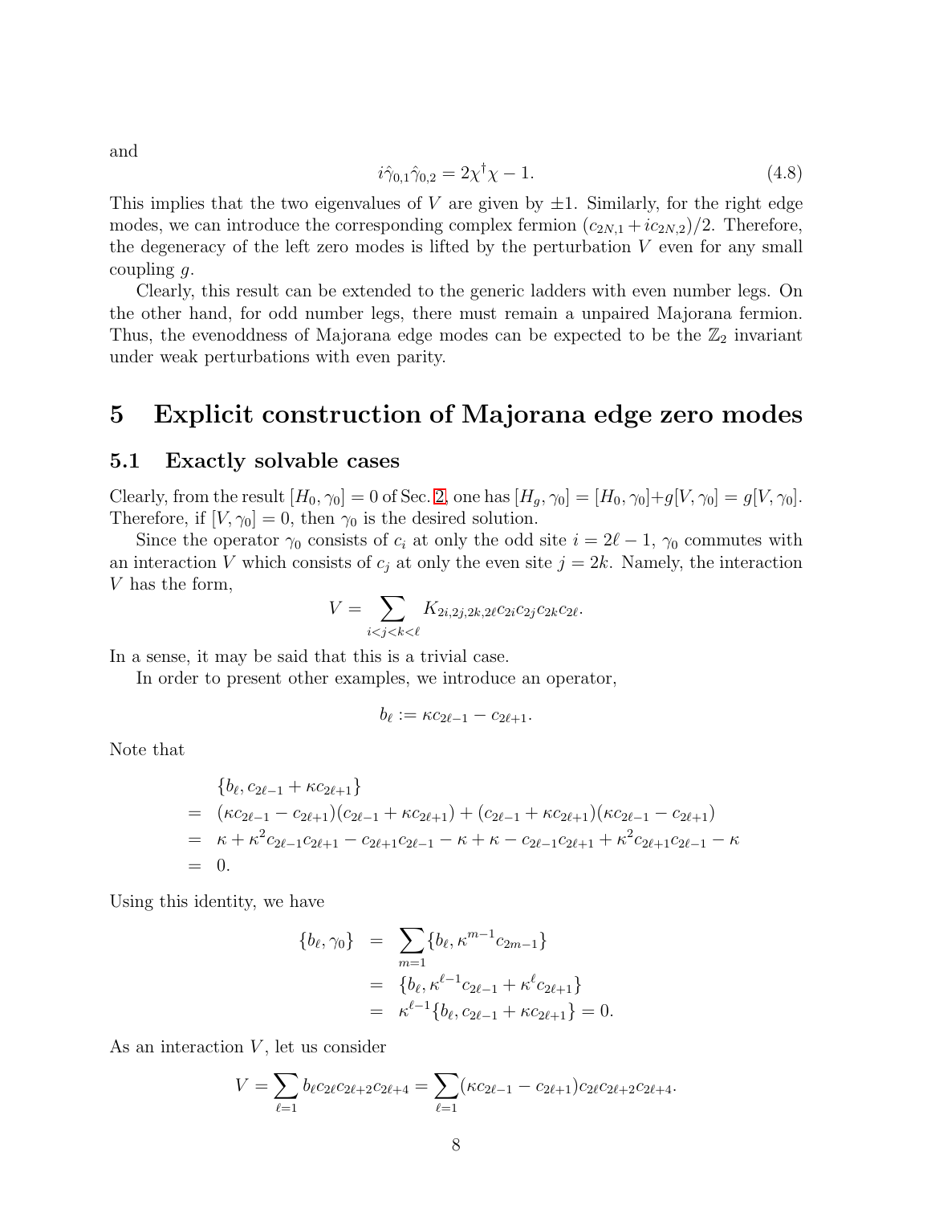and

$$i\hat{\gamma}_{0,1}\hat{\gamma}_{0,2} = 2\chi^\dagger\chi - 1. \tag{4.8}$$

This implies that the two eigenvalues of $V$ are given by $\pm 1$. Similarly, for the right edge modes, we can introduce the corresponding complex fermion $(c_{2N,1} + ic_{2N,2})/2$. Therefore, the degeneracy of the left zero modes is lifted by the perturbation $V$ even for any small coupling $g$.

Clearly, this result can be extended to the generic ladders with even number legs. On the other hand, for odd number legs, there must remain a unpaired Majorana fermion. Thus, the evenoddness of Majorana edge modes can be expected to be the $\mathbb{Z}_2$ invariant under weak perturbations with even parity.

# 5 Explicit construction of Majorana edge zero modes

## 5.1 Exactly solvable cases

Clearly, from the result $[H_0, \gamma_0] = 0$ of Sec. 2, one has $[H_g, \gamma_0] = [H_0, \gamma_0] + g[V, \gamma_0] = g[V, \gamma_0]$. Therefore, if $[V, \gamma_0] = 0$, then $\gamma_0$ is the desired solution.

Since the operator $\gamma_0$ consists of $c_i$ at only the odd site $i = 2\ell - 1$, $\gamma_0$ commutes with an interaction $V$ which consists of $c_j$ at only the even site $j = 2k$. Namely, the interaction $V$ has the form,

$$V = \sum_{i<j<k<\ell} K_{2i,2j,2k,2\ell} c_{2i} c_{2j} c_{2k} c_{2\ell}.$$

In a sense, it may be said that this is a trivial case.

In order to present other examples, we introduce an operator,

$$b_\ell := \kappa c_{2\ell-1} - c_{2\ell+1}.$$

Note that

$$\begin{aligned}
& \{b_\ell, c_{2\ell-1} + \kappa c_{2\ell+1}\} \\
= \; & (\kappa c_{2\ell-1} - c_{2\ell+1})(c_{2\ell-1} + \kappa c_{2\ell+1}) + (c_{2\ell-1} + \kappa c_{2\ell+1})(\kappa c_{2\ell-1} - c_{2\ell+1}) \\
= \; & \kappa + \kappa^2 c_{2\ell-1} c_{2\ell+1} - c_{2\ell+1} c_{2\ell-1} - \kappa + \kappa - c_{2\ell-1} c_{2\ell+1} + \kappa^2 c_{2\ell+1} c_{2\ell-1} - \kappa \\
= \; & 0.
\end{aligned}$$

Using this identity, we have

$$\begin{aligned}
\{b_\ell, \gamma_0\} &= \sum_{m=1} \{b_\ell, \kappa^{m-1} c_{2m-1}\} \\
&= \{b_\ell, \kappa^{\ell-1} c_{2\ell-1} + \kappa^\ell c_{2\ell+1}\} \\
&= \kappa^{\ell-1} \{b_\ell, c_{2\ell-1} + \kappa c_{2\ell+1}\} = 0.
\end{aligned}$$

As an interaction $V$, let us consider

$$V = \sum_{\ell=1} b_\ell c_{2\ell} c_{2\ell+2} c_{2\ell+4} = \sum_{\ell=1} (\kappa c_{2\ell-1} - c_{2\ell+1}) c_{2\ell} c_{2\ell+2} c_{2\ell+4}.$$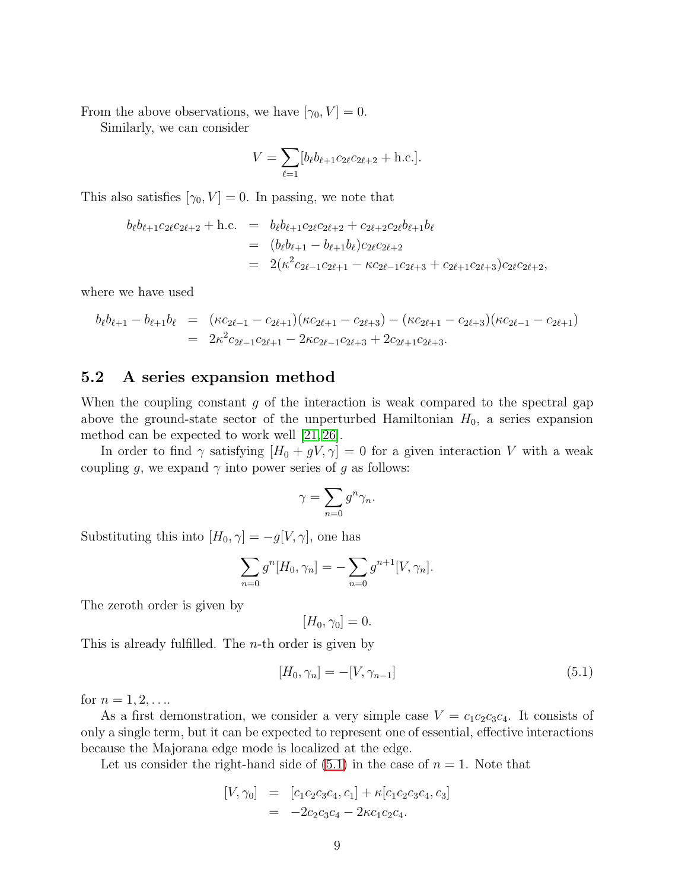From the above observations, we have $[\gamma_0, V] = 0$.

Similarly, we can consider

$$V = \sum_{\ell=1} [b_\ell b_{\ell+1} c_{2\ell} c_{2\ell+2} + \text{h.c.}].$$

This also satisfies $[\gamma_0, V] = 0$. In passing, we note that

$$\begin{aligned}
b_\ell b_{\ell+1} c_{2\ell} c_{2\ell+2} + \text{h.c.} &= b_\ell b_{\ell+1} c_{2\ell} c_{2\ell+2} + c_{2\ell+2} c_{2\ell} b_{\ell+1} b_\ell \\
&= (b_\ell b_{\ell+1} - b_{\ell+1} b_\ell) c_{2\ell} c_{2\ell+2} \\
&= 2(\kappa^2 c_{2\ell-1} c_{2\ell+1} - \kappa c_{2\ell-1} c_{2\ell+3} + c_{2\ell+1} c_{2\ell+3}) c_{2\ell} c_{2\ell+2},
\end{aligned}$$

where we have used

$$\begin{aligned}
b_\ell b_{\ell+1} - b_{\ell+1} b_\ell &= (\kappa c_{2\ell-1} - c_{2\ell+1})(\kappa c_{2\ell+1} - c_{2\ell+3}) - (\kappa c_{2\ell+1} - c_{2\ell+3})(\kappa c_{2\ell-1} - c_{2\ell+1}) \\
&= 2\kappa^2 c_{2\ell-1} c_{2\ell+1} - 2\kappa c_{2\ell-1} c_{2\ell+3} + 2 c_{2\ell+1} c_{2\ell+3}.
\end{aligned}$$

## 5.2 A series expansion method

When the coupling constant $g$ of the interaction is weak compared to the spectral gap above the ground-state sector of the unperturbed Hamiltonian $H_0$, a series expansion method can be expected to work well [21, 26].

In order to find $\gamma$ satisfying $[H_0 + gV, \gamma] = 0$ for a given interaction $V$ with a weak coupling $g$, we expand $\gamma$ into power series of $g$ as follows:

$$\gamma = \sum_{n=0} g^n \gamma_n.$$

Substituting this into $[H_0, \gamma] = -g[V, \gamma]$, one has

$$\sum_{n=0} g^n [H_0, \gamma_n] = -\sum_{n=0} g^{n+1} [V, \gamma_n].$$

The zeroth order is given by

$$[H_0, \gamma_0] = 0.$$

This is already fulfilled. The $n$-th order is given by

$$[H_0, \gamma_n] = -[V, \gamma_{n-1}] \tag{5.1}$$

for $n = 1, 2, \ldots$.

As a first demonstration, we consider a very simple case $V = c_1 c_2 c_3 c_4$. It consists of only a single term, but it can be expected to represent one of essential, effective interactions because the Majorana edge mode is localized at the edge.

Let us consider the right-hand side of (5.1) in the case of $n = 1$. Note that

$$\begin{aligned}
[V, \gamma_0] &= [c_1 c_2 c_3 c_4, c_1] + \kappa [c_1 c_2 c_3 c_4, c_3] \\
&= -2 c_2 c_3 c_4 - 2\kappa c_1 c_2 c_4.
\end{aligned}$$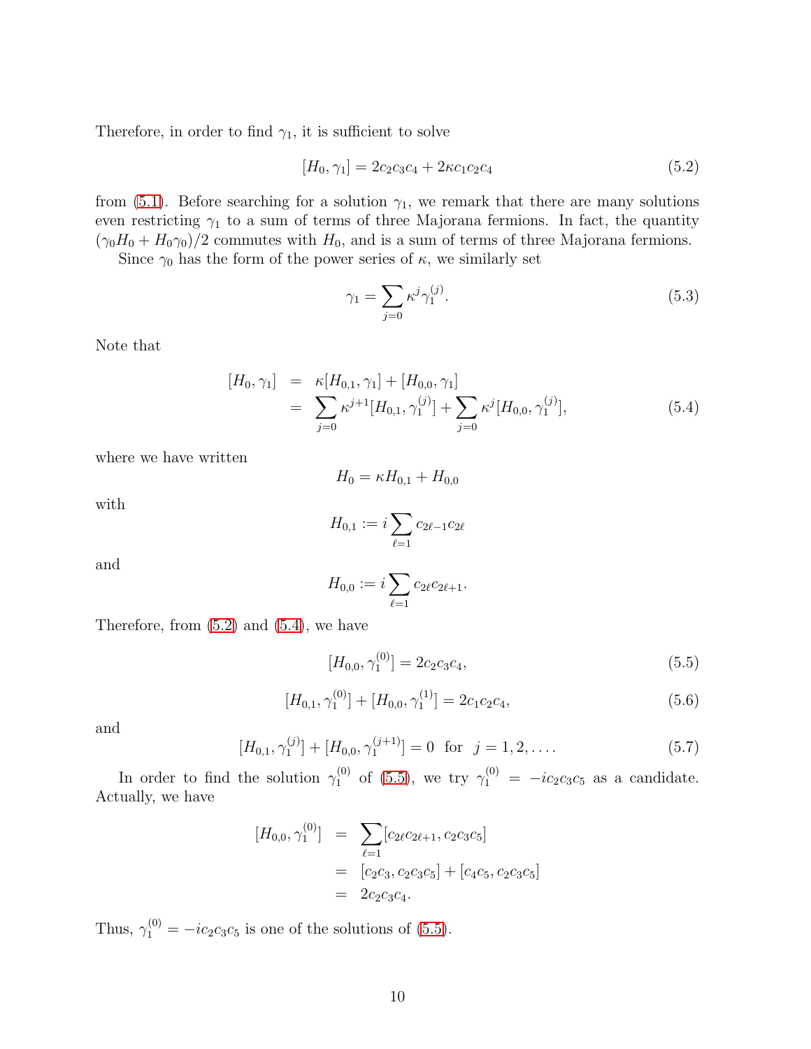Therefore, in order to find $\gamma_1$, it is sufficient to solve

$$[H_0, \gamma_1] = 2c_2c_3c_4 + 2\kappa c_1c_2c_4 \tag{5.2}$$

from (5.1). Before searching for a solution $\gamma_1$, we remark that there are many solutions even restricting $\gamma_1$ to a sum of terms of three Majorana fermions. In fact, the quantity $(\gamma_0 H_0 + H_0\gamma_0)/2$ commutes with $H_0$, and is a sum of terms of three Majorana fermions.

Since $\gamma_0$ has the form of the power series of $\kappa$, we similarly set

$$\gamma_1 = \sum_{j=0} \kappa^j \gamma_1^{(j)}. \tag{5.3}$$

Note that

$$\begin{aligned}
[H_0, \gamma_1] &= \kappa[H_{0,1}, \gamma_1] + [H_{0,0}, \gamma_1] \\
&= \sum_{j=0} \kappa^{j+1}[H_{0,1}, \gamma_1^{(j)}] + \sum_{j=0} \kappa^j [H_{0,0}, \gamma_1^{(j)}],
\end{aligned} \tag{5.4}$$

where we have written

$$H_0 = \kappa H_{0,1} + H_{0,0}$$

with

$$H_{0,1} := i \sum_{\ell=1} c_{2\ell-1}c_{2\ell}$$

and

$$H_{0,0} := i \sum_{\ell=1} c_{2\ell}c_{2\ell+1}.$$

Therefore, from (5.2) and (5.4), we have

$$[H_{0,0}, \gamma_1^{(0)}] = 2c_2c_3c_4, \tag{5.5}$$

$$[H_{0,1}, \gamma_1^{(0)}] + [H_{0,0}, \gamma_1^{(1)}] = 2c_1c_2c_4, \tag{5.6}$$

and

$$[H_{0,1}, \gamma_1^{(j)}] + [H_{0,0}, \gamma_1^{(j+1)}] = 0 \ \text{ for } \ j = 1, 2, \ldots. \tag{5.7}$$

In order to find the solution $\gamma_1^{(0)}$ of (5.5), we try $\gamma_1^{(0)} = -ic_2c_3c_5$ as a candidate. Actually, we have

$$\begin{aligned}
[H_{0,0}, \gamma_1^{(0)}] &= \sum_{\ell=1} [c_{2\ell}c_{2\ell+1}, c_2c_3c_5] \\
&= [c_2c_3, c_2c_3c_5] + [c_4c_5, c_2c_3c_5] \\
&= 2c_2c_3c_4.
\end{aligned}$$

Thus, $\gamma_1^{(0)} = -ic_2c_3c_5$ is one of the solutions of (5.5).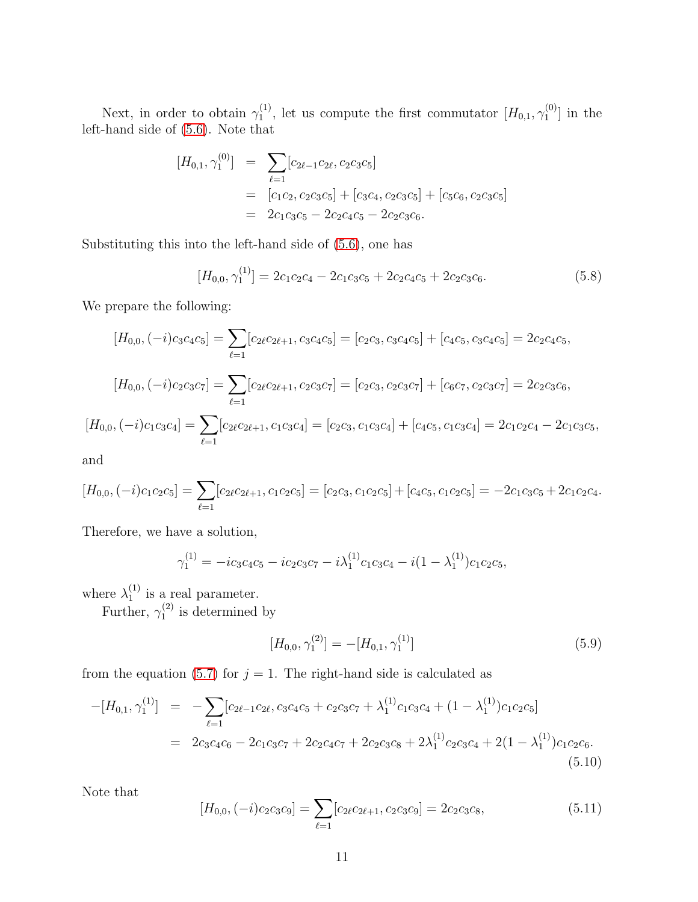Next, in order to obtain $\gamma_1^{(1)}$, let us compute the first commutator $[H_{0,1}, \gamma_1^{(0)}]$ in the left-hand side of (5.6). Note that

$$
\begin{aligned}
[H_{0,1}, \gamma_1^{(0)}] &= \sum_{\ell=1} [c_{2\ell-1}c_{2\ell}, c_2c_3c_5] \\
&= [c_1c_2, c_2c_3c_5] + [c_3c_4, c_2c_3c_5] + [c_5c_6, c_2c_3c_5] \\
&= 2c_1c_3c_5 - 2c_2c_4c_5 - 2c_2c_3c_6.
\end{aligned}
$$

Substituting this into the left-hand side of (5.6), one has

$$
[H_{0,0}, \gamma_1^{(1)}] = 2c_1c_2c_4 - 2c_1c_3c_5 + 2c_2c_4c_5 + 2c_2c_3c_6. \tag{5.8}
$$

We prepare the following:

$$
[H_{0,0}, (-i)c_3c_4c_5] = \sum_{\ell=1} [c_{2\ell}c_{2\ell+1}, c_3c_4c_5] = [c_2c_3, c_3c_4c_5] + [c_4c_5, c_3c_4c_5] = 2c_2c_4c_5,
$$

$$
[H_{0,0}, (-i)c_2c_3c_7] = \sum_{\ell=1} [c_{2\ell}c_{2\ell+1}, c_2c_3c_7] = [c_2c_3, c_2c_3c_7] + [c_6c_7, c_2c_3c_7] = 2c_2c_3c_6,
$$

$$
[H_{0,0}, (-i)c_1c_3c_4] = \sum_{\ell=1} [c_{2\ell}c_{2\ell+1}, c_1c_3c_4] = [c_2c_3, c_1c_3c_4] + [c_4c_5, c_1c_3c_4] = 2c_1c_2c_4 - 2c_1c_3c_5,
$$

and

$$
[H_{0,0}, (-i)c_1c_2c_5] = \sum_{\ell=1} [c_{2\ell}c_{2\ell+1}, c_1c_2c_5] = [c_2c_3, c_1c_2c_5] + [c_4c_5, c_1c_2c_5] = -2c_1c_3c_5 + 2c_1c_2c_4.
$$

Therefore, we have a solution,

$$
\gamma_1^{(1)} = -ic_3c_4c_5 - ic_2c_3c_7 - i\lambda_1^{(1)}c_1c_3c_4 - i(1-\lambda_1^{(1)})c_1c_2c_5,
$$

where $\lambda_1^{(1)}$ is a real parameter.

Further, $\gamma_1^{(2)}$ is determined by

$$
[H_{0,0}, \gamma_1^{(2)}] = -[H_{0,1}, \gamma_1^{(1)}] \tag{5.9}
$$

from the equation (5.7) for $j = 1$. The right-hand side is calculated as

$$
\begin{aligned}
-[H_{0,1}, \gamma_1^{(1)}] &= -\sum_{\ell=1} [c_{2\ell-1}c_{2\ell}, c_3c_4c_5 + c_2c_3c_7 + \lambda_1^{(1)}c_1c_3c_4 + (1-\lambda_1^{(1)})c_1c_2c_5] \\
&= 2c_3c_4c_6 - 2c_1c_3c_7 + 2c_2c_4c_7 + 2c_2c_3c_8 + 2\lambda_1^{(1)}c_2c_3c_4 + 2(1-\lambda_1^{(1)})c_1c_2c_6.
\end{aligned} \tag{5.10}
$$

Note that

$$
[H_{0,0}, (-i)c_2c_3c_9] = \sum_{\ell=1} [c_{2\ell}c_{2\ell+1}, c_2c_3c_9] = 2c_2c_3c_8, \tag{5.11}
$$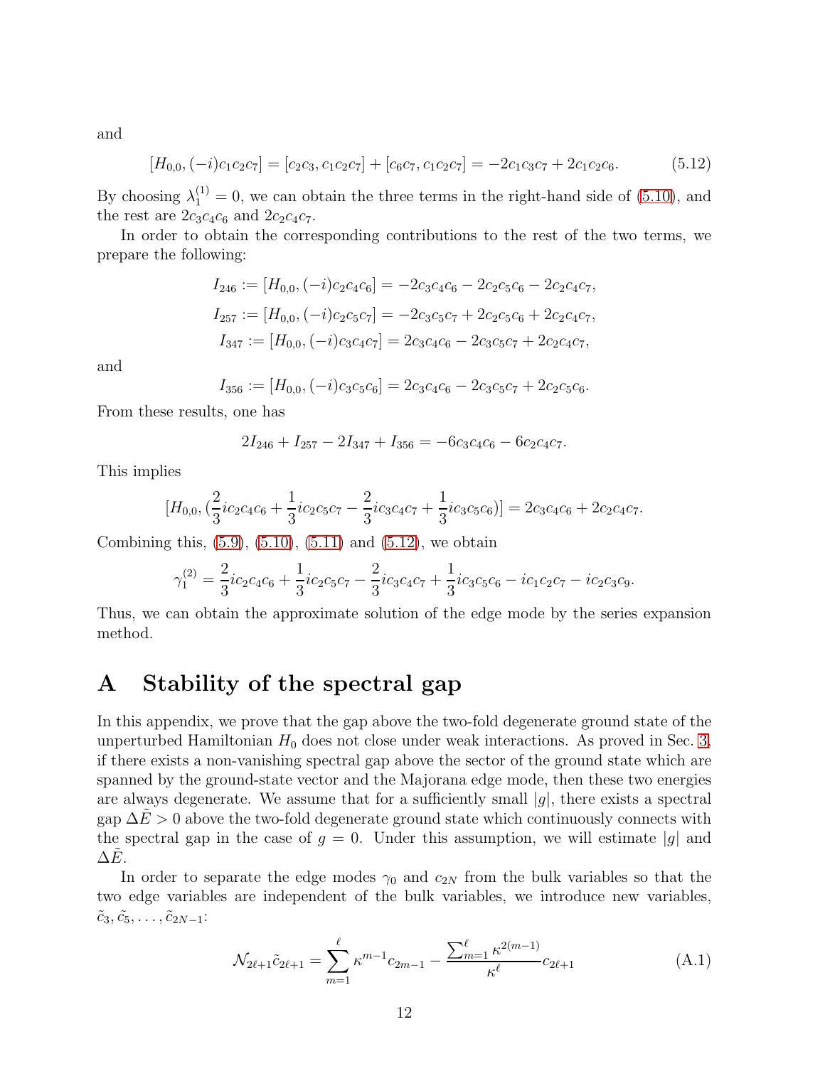and

$$[H_{0,0}, (-i)c_1c_2c_7] = [c_2c_3, c_1c_2c_7] + [c_6c_7, c_1c_2c_7] = -2c_1c_3c_7 + 2c_1c_2c_6. \tag{5.12}$$

By choosing $\lambda_1^{(1)} = 0$, we can obtain the three terms in the right-hand side of (5.10), and the rest are $2c_3c_4c_6$ and $2c_2c_4c_7$.

In order to obtain the corresponding contributions to the rest of the two terms, we prepare the following:

$$I_{246} := [H_{0,0}, (-i)c_2c_4c_6] = -2c_3c_4c_6 - 2c_2c_5c_6 - 2c_2c_4c_7,$$

$$I_{257} := [H_{0,0}, (-i)c_2c_5c_7] = -2c_3c_5c_7 + 2c_2c_5c_6 + 2c_2c_4c_7,$$

$$I_{347} := [H_{0,0}, (-i)c_3c_4c_7] = 2c_3c_4c_6 - 2c_3c_5c_7 + 2c_2c_4c_7,$$

and

$$I_{356} := [H_{0,0}, (-i)c_3c_5c_6] = 2c_3c_4c_6 - 2c_3c_5c_7 + 2c_2c_5c_6.$$

From these results, one has

$$2I_{246} + I_{257} - 2I_{347} + I_{356} = -6c_3c_4c_6 - 6c_2c_4c_7.$$

This implies

$$[H_{0,0}, (\frac{2}{3}ic_2c_4c_6 + \frac{1}{3}ic_2c_5c_7 - \frac{2}{3}ic_3c_4c_7 + \frac{1}{3}ic_3c_5c_6)] = 2c_3c_4c_6 + 2c_2c_4c_7.$$

Combining this, (5.9), (5.10), (5.11) and (5.12), we obtain

$$\gamma_1^{(2)} = \frac{2}{3}ic_2c_4c_6 + \frac{1}{3}ic_2c_5c_7 - \frac{2}{3}ic_3c_4c_7 + \frac{1}{3}ic_3c_5c_6 - ic_1c_2c_7 - ic_2c_3c_9.$$

Thus, we can obtain the approximate solution of the edge mode by the series expansion method.

# A Stability of the spectral gap

In this appendix, we prove that the gap above the two-fold degenerate ground state of the unperturbed Hamiltonian $H_0$ does not close under weak interactions. As proved in Sec. 3, if there exists a non-vanishing spectral gap above the sector of the ground state which are spanned by the ground-state vector and the Majorana edge mode, then these two energies are always degenerate. We assume that for a sufficiently small $|g|$, there exists a spectral gap $\Delta\tilde{E} > 0$ above the two-fold degenerate ground state which continuously connects with the spectral gap in the case of $g = 0$. Under this assumption, we will estimate $|g|$ and $\Delta\tilde{E}$.

In order to separate the edge modes $\gamma_0$ and $c_{2N}$ from the bulk variables so that the two edge variables are independent of the bulk variables, we introduce new variables, $\tilde{c}_3, \tilde{c}_5, \ldots, \tilde{c}_{2N-1}$:

$$\mathcal{N}_{2\ell+1}\tilde{c}_{2\ell+1} = \sum_{m=1}^{\ell} \kappa^{m-1}c_{2m-1} - \frac{\sum_{m=1}^{\ell} \kappa^{2(m-1)}}{\kappa^{\ell}} c_{2\ell+1} \tag{A.1}$$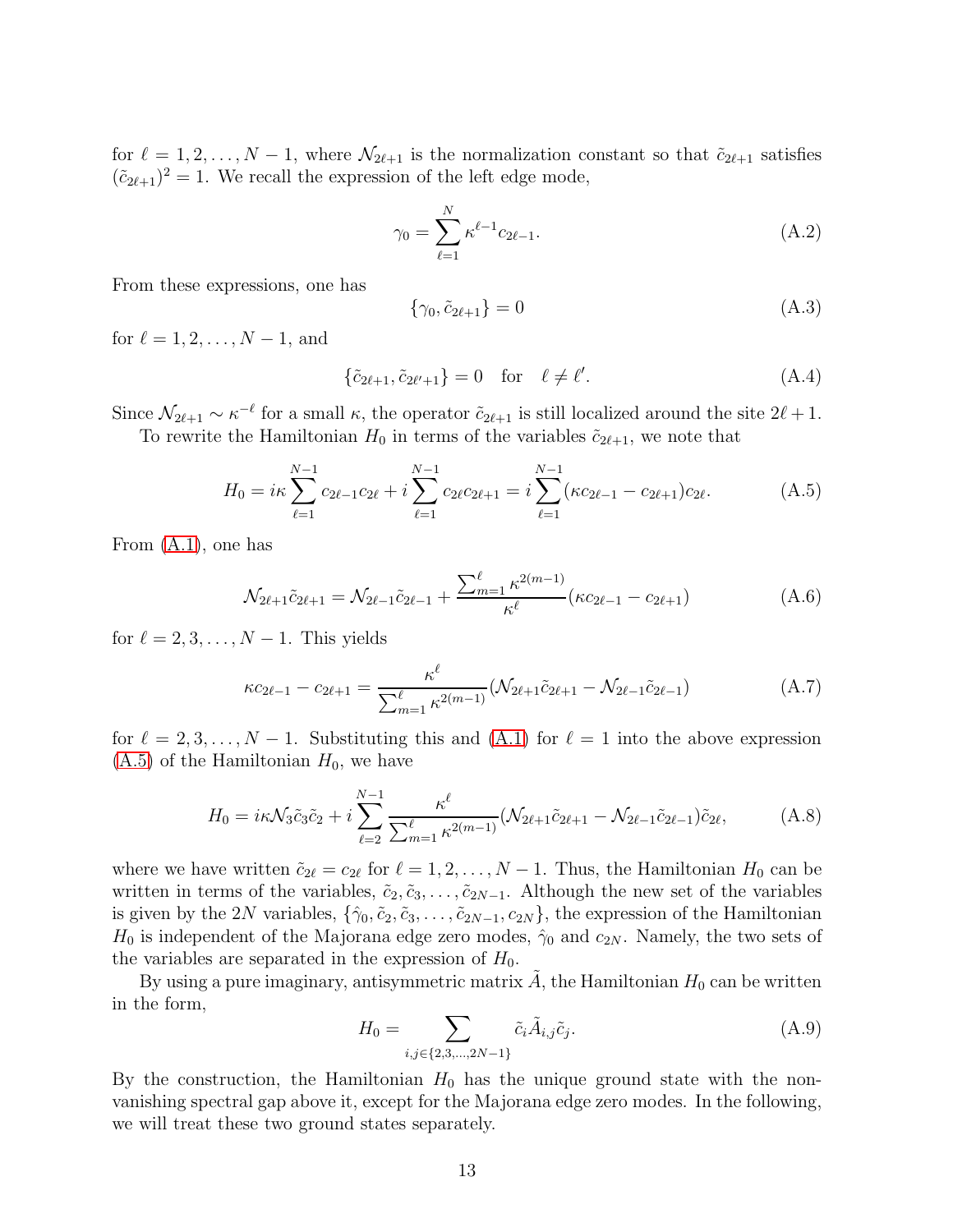for $\ell = 1, 2, \ldots, N-1$, where $\mathcal{N}_{2\ell+1}$ is the normalization constant so that $\tilde{c}_{2\ell+1}$ satisfies $(\tilde{c}_{2\ell+1})^2 = 1$. We recall the expression of the left edge mode,

$$\gamma_0 = \sum_{\ell=1}^{N} \kappa^{\ell-1} c_{2\ell-1}. \tag{A.2}$$

From these expressions, one has

$$\{\gamma_0, \tilde{c}_{2\ell+1}\} = 0 \tag{A.3}$$

for $\ell = 1, 2, \ldots, N-1$, and

$$\{\tilde{c}_{2\ell+1}, \tilde{c}_{2\ell'+1}\} = 0 \quad \text{for} \quad \ell \neq \ell'. \tag{A.4}$$

Since $\mathcal{N}_{2\ell+1} \sim \kappa^{-\ell}$ for a small $\kappa$, the operator $\tilde{c}_{2\ell+1}$ is still localized around the site $2\ell+1$.

To rewrite the Hamiltonian $H_0$ in terms of the variables $\tilde{c}_{2\ell+1}$, we note that

$$H_0 = i\kappa \sum_{\ell=1}^{N-1} c_{2\ell-1}c_{2\ell} + i\sum_{\ell=1}^{N-1} c_{2\ell}c_{2\ell+1} = i\sum_{\ell=1}^{N-1}(\kappa c_{2\ell-1} - c_{2\ell+1})c_{2\ell}. \tag{A.5}$$

From (A.1), one has

$$\mathcal{N}_{2\ell+1}\tilde{c}_{2\ell+1} = \mathcal{N}_{2\ell-1}\tilde{c}_{2\ell-1} + \frac{\sum_{m=1}^{\ell}\kappa^{2(m-1)}}{\kappa^{\ell}}(\kappa c_{2\ell-1} - c_{2\ell+1}) \tag{A.6}$$

for $\ell = 2, 3, \ldots, N-1$. This yields

$$\kappa c_{2\ell-1} - c_{2\ell+1} = \frac{\kappa^{\ell}}{\sum_{m=1}^{\ell}\kappa^{2(m-1)}}(\mathcal{N}_{2\ell+1}\tilde{c}_{2\ell+1} - \mathcal{N}_{2\ell-1}\tilde{c}_{2\ell-1}) \tag{A.7}$$

for $\ell = 2, 3, \ldots, N-1$. Substituting this and (A.1) for $\ell = 1$ into the above expression (A.5) of the Hamiltonian $H_0$, we have

$$H_0 = i\kappa\mathcal{N}_3\tilde{c}_3\tilde{c}_2 + i\sum_{\ell=2}^{N-1}\frac{\kappa^{\ell}}{\sum_{m=1}^{\ell}\kappa^{2(m-1)}}(\mathcal{N}_{2\ell+1}\tilde{c}_{2\ell+1} - \mathcal{N}_{2\ell-1}\tilde{c}_{2\ell-1})\tilde{c}_{2\ell}, \tag{A.8}$$

where we have written $\tilde{c}_{2\ell} = c_{2\ell}$ for $\ell = 1, 2, \ldots, N-1$. Thus, the Hamiltonian $H_0$ can be written in terms of the variables, $\tilde{c}_2, \tilde{c}_3, \ldots, \tilde{c}_{2N-1}$. Although the new set of the variables is given by the $2N$ variables, $\{\hat{\gamma}_0, \tilde{c}_2, \tilde{c}_3, \ldots, \tilde{c}_{2N-1}, c_{2N}\}$, the expression of the Hamiltonian $H_0$ is independent of the Majorana edge zero modes, $\hat{\gamma}_0$ and $c_{2N}$. Namely, the two sets of the variables are separated in the expression of $H_0$.

By using a pure imaginary, antisymmetric matrix $\tilde{A}$, the Hamiltonian $H_0$ can be written in the form,

$$H_0 = \sum_{i,j\in\{2,3,\ldots,2N-1\}} \tilde{c}_i\tilde{A}_{i,j}\tilde{c}_j. \tag{A.9}$$

By the construction, the Hamiltonian $H_0$ has the unique ground state with the non-vanishing spectral gap above it, except for the Majorana edge zero modes. In the following, we will treat these two ground states separately.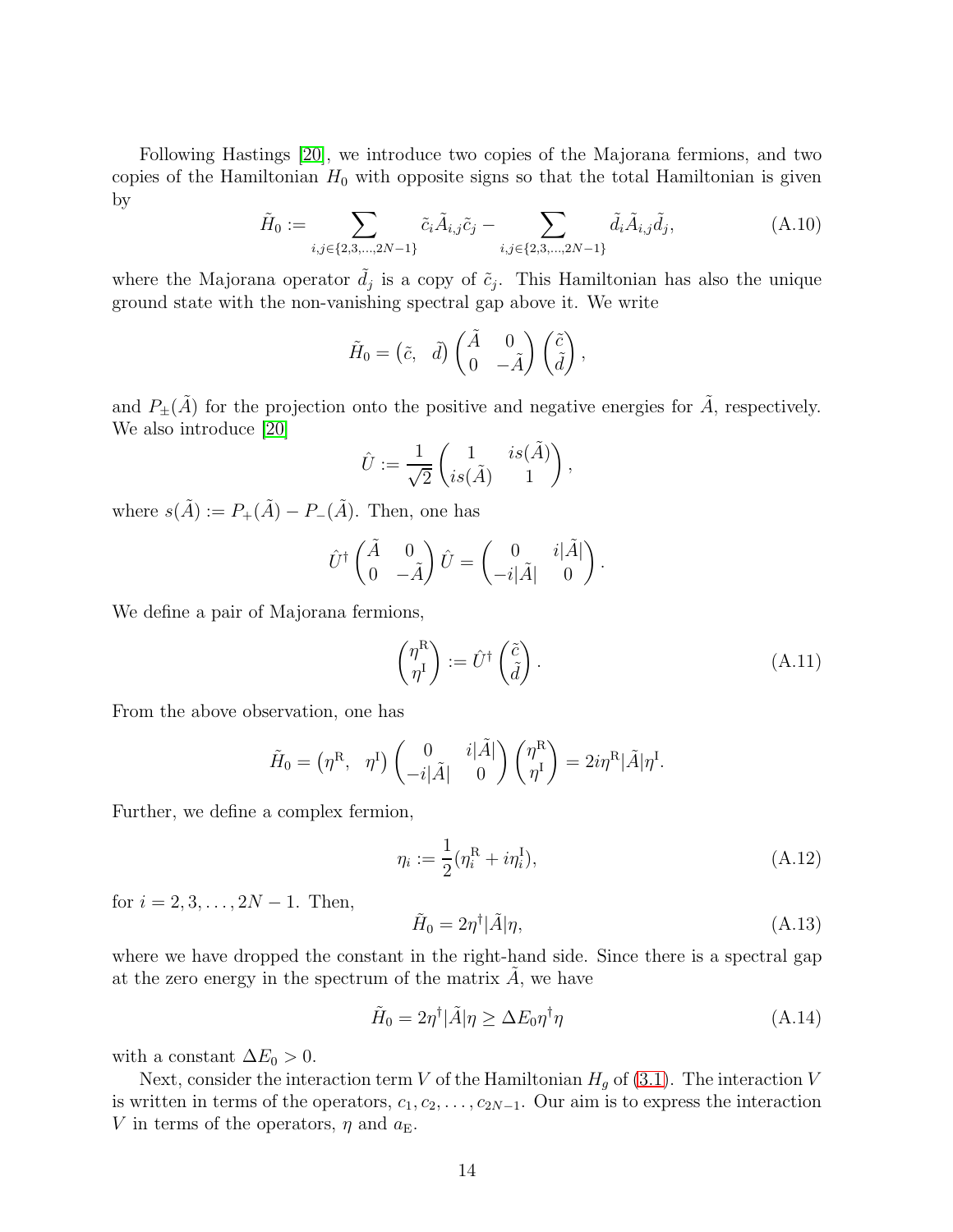Following Hastings [20], we introduce two copies of the Majorana fermions, and two copies of the Hamiltonian $H_0$ with opposite signs so that the total Hamiltonian is given by

$$\tilde{H}_0 := \sum_{i,j\in\{2,3,\ldots,2N-1\}} \tilde{c}_i \tilde{A}_{i,j} \tilde{c}_j - \sum_{i,j\in\{2,3,\ldots,2N-1\}} \tilde{d}_i \tilde{A}_{i,j} \tilde{d}_j, \tag{A.10}$$

where the Majorana operator $\tilde{d}_j$ is a copy of $\tilde{c}_j$. This Hamiltonian has also the unique ground state with the non-vanishing spectral gap above it. We write

$$\tilde{H}_0 = \begin{pmatrix} \tilde{c}, & \tilde{d} \end{pmatrix} \begin{pmatrix} \tilde{A} & 0 \\ 0 & -\tilde{A} \end{pmatrix} \begin{pmatrix} \tilde{c} \\ \tilde{d} \end{pmatrix},$$

and $P_\pm(\tilde{A})$ for the projection onto the positive and negative energies for $\tilde{A}$, respectively. We also introduce [20]

$$\hat{U} := \frac{1}{\sqrt{2}} \begin{pmatrix} 1 & is(\tilde{A}) \\ is(\tilde{A}) & 1 \end{pmatrix},$$

where $s(\tilde{A}) := P_+(\tilde{A}) - P_-(\tilde{A})$. Then, one has

$$\hat{U}^\dagger \begin{pmatrix} \tilde{A} & 0 \\ 0 & -\tilde{A} \end{pmatrix} \hat{U} = \begin{pmatrix} 0 & i|\tilde{A}| \\ -i|\tilde{A}| & 0 \end{pmatrix}.$$

We define a pair of Majorana fermions,

$$\begin{pmatrix} \eta^{\mathrm{R}} \\ \eta^{\mathrm{I}} \end{pmatrix} := \hat{U}^\dagger \begin{pmatrix} \tilde{c} \\ \tilde{d} \end{pmatrix}. \tag{A.11}$$

From the above observation, one has

$$\tilde{H}_0 = \begin{pmatrix} \eta^{\mathrm{R}}, & \eta^{\mathrm{I}} \end{pmatrix} \begin{pmatrix} 0 & i|\tilde{A}| \\ -i|\tilde{A}| & 0 \end{pmatrix} \begin{pmatrix} \eta^{\mathrm{R}} \\ \eta^{\mathrm{I}} \end{pmatrix} = 2i\eta^{\mathrm{R}}|\tilde{A}|\eta^{\mathrm{I}}.$$

Further, we define a complex fermion,

$$\eta_i := \frac{1}{2}(\eta_i^{\mathrm{R}} + i\eta_i^{\mathrm{I}}), \tag{A.12}$$

for $i = 2, 3, \ldots, 2N-1$. Then,

$$\tilde{H}_0 = 2\eta^\dagger |\tilde{A}| \eta, \tag{A.13}$$

where we have dropped the constant in the right-hand side. Since there is a spectral gap at the zero energy in the spectrum of the matrix $\tilde{A}$, we have

$$\tilde{H}_0 = 2\eta^\dagger |\tilde{A}| \eta \geq \Delta E_0 \eta^\dagger \eta \tag{A.14}$$

with a constant $\Delta E_0 > 0$.

Next, consider the interaction term $V$ of the Hamiltonian $H_g$ of (3.1). The interaction $V$ is written in terms of the operators, $c_1, c_2, \ldots, c_{2N-1}$. Our aim is to express the interaction $V$ in terms of the operators, $\eta$ and $a_{\mathrm{E}}$.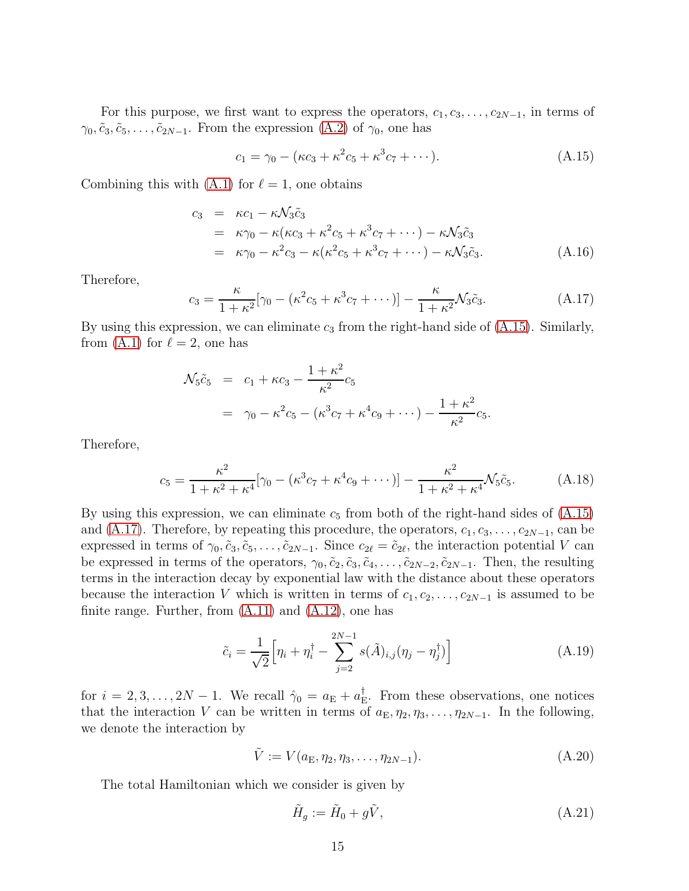For this purpose, we first want to express the operators, $c_1, c_3, \ldots, c_{2N-1}$, in terms of $\gamma_0, \tilde{c}_3, \tilde{c}_5, \ldots, \tilde{c}_{2N-1}$. From the expression (A.2) of $\gamma_0$, one has

$$c_1 = \gamma_0 - (\kappa c_3 + \kappa^2 c_5 + \kappa^3 c_7 + \cdots). \tag{A.15}$$

Combining this with (A.1) for $\ell = 1$, one obtains

$$\begin{aligned} c_3 &= \kappa c_1 - \kappa \mathcal{N}_3 \tilde{c}_3 \\ &= \kappa \gamma_0 - \kappa(\kappa c_3 + \kappa^2 c_5 + \kappa^3 c_7 + \cdots) - \kappa \mathcal{N}_3 \tilde{c}_3 \\ &= \kappa \gamma_0 - \kappa^2 c_3 - \kappa(\kappa^2 c_5 + \kappa^3 c_7 + \cdots) - \kappa \mathcal{N}_3 \tilde{c}_3. \end{aligned} \tag{A.16}$$

Therefore,

$$c_3 = \frac{\kappa}{1+\kappa^2}[\gamma_0 - (\kappa^2 c_5 + \kappa^3 c_7 + \cdots)] - \frac{\kappa}{1+\kappa^2}\mathcal{N}_3 \tilde{c}_3. \tag{A.17}$$

By using this expression, we can eliminate $c_3$ from the right-hand side of (A.15). Similarly, from (A.1) for $\ell = 2$, one has

$$\begin{aligned} \mathcal{N}_5 \tilde{c}_5 &= c_1 + \kappa c_3 - \frac{1+\kappa^2}{\kappa^2} c_5 \\ &= \gamma_0 - \kappa^2 c_5 - (\kappa^3 c_7 + \kappa^4 c_9 + \cdots) - \frac{1+\kappa^2}{\kappa^2} c_5. \end{aligned}$$

Therefore,

$$c_5 = \frac{\kappa^2}{1+\kappa^2+\kappa^4}[\gamma_0 - (\kappa^3 c_7 + \kappa^4 c_9 + \cdots)] - \frac{\kappa^2}{1+\kappa^2+\kappa^4}\mathcal{N}_5 \tilde{c}_5. \tag{A.18}$$

By using this expression, we can eliminate $c_5$ from both of the right-hand sides of (A.15) and (A.17). Therefore, by repeating this procedure, the operators, $c_1, c_3, \ldots, c_{2N-1}$, can be expressed in terms of $\gamma_0, \tilde{c}_3, \tilde{c}_5, \ldots, \tilde{c}_{2N-1}$. Since $c_{2\ell} = \tilde{c}_{2\ell}$, the interaction potential $V$ can be expressed in terms of the operators, $\gamma_0, \tilde{c}_2, \tilde{c}_3, \tilde{c}_4, \ldots, \tilde{c}_{2N-2}, \tilde{c}_{2N-1}$. Then, the resulting terms in the interaction decay by exponential law with the distance about these operators because the interaction $V$ which is written in terms of $c_1, c_2, \ldots, c_{2N-1}$ is assumed to be finite range. Further, from (A.11) and (A.12), one has

$$\tilde{c}_i = \frac{1}{\sqrt{2}}\Big[\eta_i + \eta_i^\dagger - \sum_{j=2}^{2N-1} s(\tilde{A})_{i,j}(\eta_j - \eta_j^\dagger)\Big] \tag{A.19}$$

for $i = 2, 3, \ldots, 2N-1$. We recall $\hat{\gamma}_0 = a_{\rm E} + a_{\rm E}^\dagger$. From these observations, one notices that the interaction $V$ can be written in terms of $a_{\rm E}, \eta_2, \eta_3, \ldots, \eta_{2N-1}$. In the following, we denote the interaction by

$$\tilde{V} := V(a_{\rm E}, \eta_2, \eta_3, \ldots, \eta_{2N-1}). \tag{A.20}$$

The total Hamiltonian which we consider is given by

$$\tilde{H}_g := \tilde{H}_0 + g\tilde{V}, \tag{A.21}$$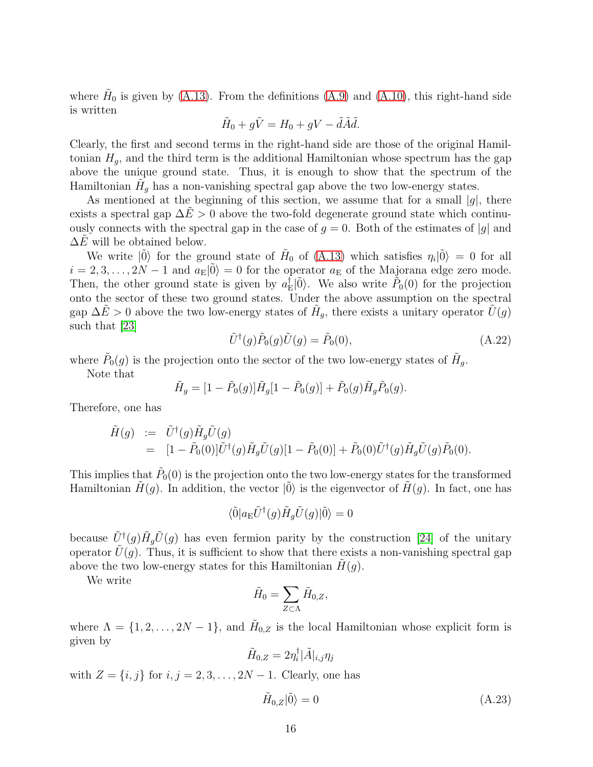where $\tilde{H}_0$ is given by (A.13). From the definitions (A.9) and (A.10), this right-hand side is written

$$\tilde{H}_0 + g\tilde{V} = H_0 + gV - \tilde{d}\tilde{A}\tilde{d}.$$

Clearly, the first and second terms in the right-hand side are those of the original Hamiltonian $H_g$, and the third term is the additional Hamiltonian whose spectrum has the gap above the unique ground state. Thus, it is enough to show that the spectrum of the Hamiltonian $\tilde{H}_g$ has a non-vanishing spectral gap above the two low-energy states.

As mentioned at the beginning of this section, we assume that for a small $|g|$, there exists a spectral gap $\Delta\tilde{E} > 0$ above the two-fold degenerate ground state which continuously connects with the spectral gap in the case of $g = 0$. Both of the estimates of $|g|$ and $\Delta\tilde{E}$ will be obtained below.

We write $|\tilde{0}\rangle$ for the ground state of $\tilde{H}_0$ of (A.13) which satisfies $\eta_i|\tilde{0}\rangle = 0$ for all $i = 2, 3, \ldots, 2N-1$ and $a_{\rm E}|\tilde{0}\rangle = 0$ for the operator $a_{\rm E}$ of the Majorana edge zero mode. Then, the other ground state is given by $a_{\rm E}^\dagger|\tilde{0}\rangle$. We also write $\tilde{P}_0(0)$ for the projection onto the sector of these two ground states. Under the above assumption on the spectral gap $\Delta\tilde{E} > 0$ above the two low-energy states of $\tilde{H}_g$, there exists a unitary operator $\tilde{U}(g)$ such that [23]

$$\tilde{U}^\dagger(g)\tilde{P}_0(g)\tilde{U}(g) = \tilde{P}_0(0), \tag{A.22}$$

where $\tilde{P}_0(g)$ is the projection onto the sector of the two low-energy states of $\tilde{H}_g$.

Note that

$$\tilde{H}_g = [1 - \tilde{P}_0(g)]\tilde{H}_g[1 - \tilde{P}_0(g)] + \tilde{P}_0(g)\tilde{H}_g\tilde{P}_0(g).$$

Therefore, one has

$$\begin{aligned} \tilde{H}(g) &:= \tilde{U}^\dagger(g)\tilde{H}_g\tilde{U}(g) \\ &= [1 - \tilde{P}_0(0)]\tilde{U}^\dagger(g)\tilde{H}_g\tilde{U}(g)[1 - \tilde{P}_0(0)] + \tilde{P}_0(0)\tilde{U}^\dagger(g)\tilde{H}_g\tilde{U}(g)\tilde{P}_0(0). \end{aligned}$$

This implies that $\tilde{P}_0(0)$ is the projection onto the two low-energy states for the transformed Hamiltonian $\tilde{H}(g)$. In addition, the vector $|\tilde{0}\rangle$ is the eigenvector of $\tilde{H}(g)$. In fact, one has

$$\langle\tilde{0}|a_{\rm E}\tilde{U}^\dagger(g)\tilde{H}_g\tilde{U}(g)|\tilde{0}\rangle = 0$$

because $\tilde{U}^\dagger(g)\tilde{H}_g\tilde{U}(g)$ has even fermion parity by the construction [24] of the unitary operator $\tilde{U}(g)$. Thus, it is sufficient to show that there exists a non-vanishing spectral gap above the two low-energy states for this Hamiltonian $\tilde{H}(g)$.

We write

$$\tilde{H}_0 = \sum_{Z\subset\Lambda} \tilde{H}_{0,Z},$$

where $\Lambda = \{1, 2, \ldots, 2N-1\}$, and $\tilde{H}_{0,Z}$ is the local Hamiltonian whose explicit form is given by

$$\tilde{H}_{0,Z} = 2\eta_i^\dagger|\tilde{A}|_{i,j}\eta_j$$

with $Z = \{i, j\}$ for $i, j = 2, 3, \ldots, 2N-1$. Clearly, one has

$$\tilde{H}_{0,Z}|\tilde{0}\rangle = 0 \tag{A.23}$$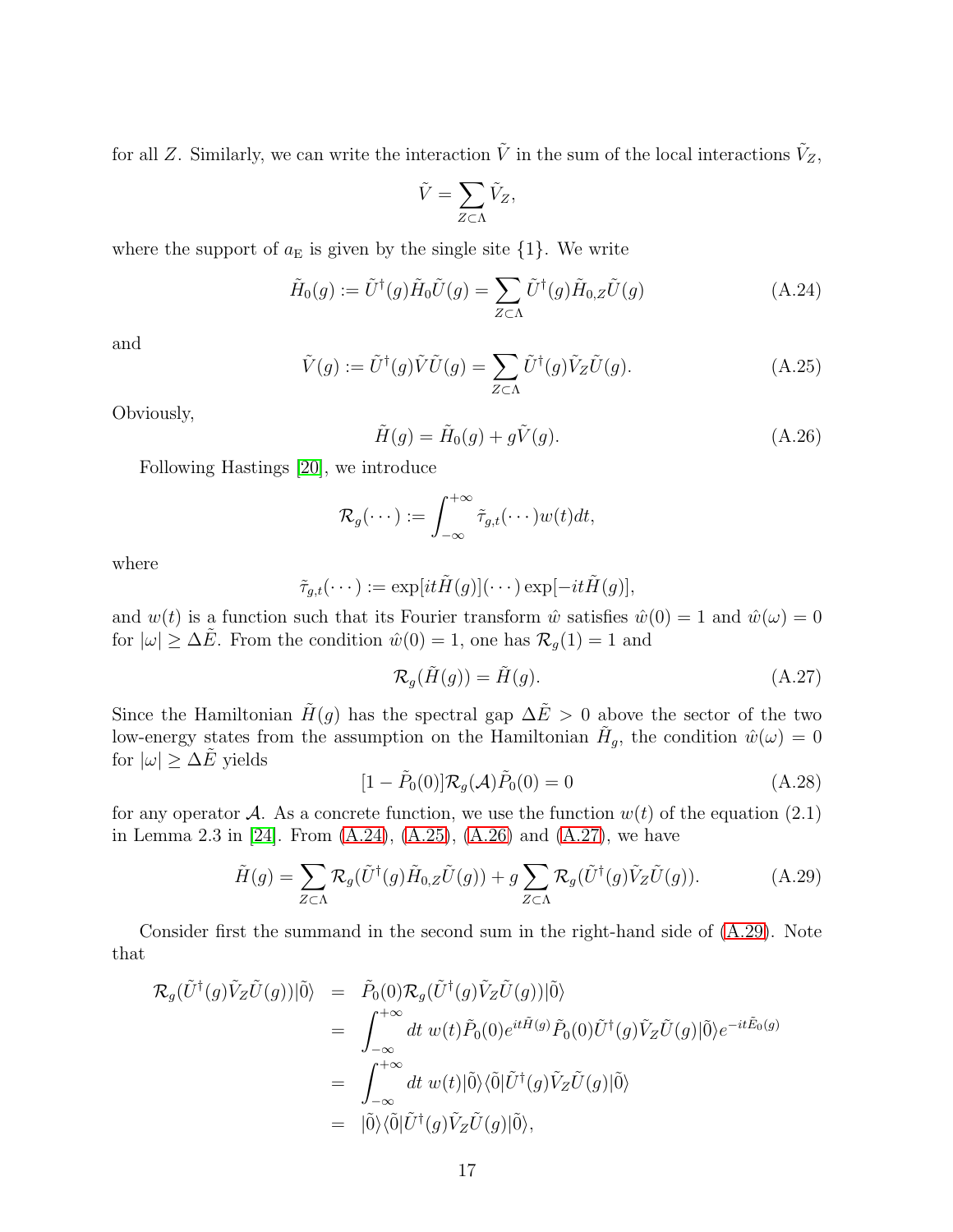for all $Z$. Similarly, we can write the interaction $\tilde{V}$ in the sum of the local interactions $\tilde{V}_Z$,

$$\tilde{V} = \sum_{Z \subset \Lambda} \tilde{V}_Z,$$

where the support of $a_{\rm E}$ is given by the single site $\{1\}$. We write

$$\tilde{H}_0(g) := \tilde{U}^\dagger(g)\tilde{H}_0\tilde{U}(g) = \sum_{Z \subset \Lambda} \tilde{U}^\dagger(g)\tilde{H}_{0,Z}\tilde{U}(g) \tag{A.24}$$

and

$$\tilde{V}(g) := \tilde{U}^\dagger(g)\tilde{V}\tilde{U}(g) = \sum_{Z \subset \Lambda} \tilde{U}^\dagger(g)\tilde{V}_Z\tilde{U}(g). \tag{A.25}$$

Obviously,

$$\tilde{H}(g) = \tilde{H}_0(g) + g\tilde{V}(g). \tag{A.26}$$

Following Hastings [20], we introduce

$$\mathcal{R}_g(\cdots) := \int_{-\infty}^{+\infty} \tilde{\tau}_{g,t}(\cdots) w(t) dt,$$

where

$$\tilde{\tau}_{g,t}(\cdots) := \exp[it\tilde{H}(g)](\cdots)\exp[-it\tilde{H}(g)],$$

and $w(t)$ is a function such that its Fourier transform $\hat{w}$ satisfies $\hat{w}(0) = 1$ and $\hat{w}(\omega) = 0$ for $|\omega| \geq \Delta\tilde{E}$. From the condition $\hat{w}(0) = 1$, one has $\mathcal{R}_g(1) = 1$ and

$$\mathcal{R}_g(\tilde{H}(g)) = \tilde{H}(g). \tag{A.27}$$

Since the Hamiltonian $\tilde{H}(g)$ has the spectral gap $\Delta\tilde{E} > 0$ above the sector of the two low-energy states from the assumption on the Hamiltonian $\tilde{H}_g$, the condition $\hat{w}(\omega) = 0$ for $|\omega| \geq \Delta\tilde{E}$ yields

$$[1 - \tilde{P}_0(0)]\mathcal{R}_g(\mathcal{A})\tilde{P}_0(0) = 0 \tag{A.28}$$

for any operator $\mathcal{A}$. As a concrete function, we use the function $w(t)$ of the equation (2.1) in Lemma 2.3 in [24]. From (A.24), (A.25), (A.26) and (A.27), we have

$$\tilde{H}(g) = \sum_{Z \subset \Lambda} \mathcal{R}_g(\tilde{U}^\dagger(g)\tilde{H}_{0,Z}\tilde{U}(g)) + g\sum_{Z \subset \Lambda} \mathcal{R}_g(\tilde{U}^\dagger(g)\tilde{V}_Z\tilde{U}(g)). \tag{A.29}$$

Consider first the summand in the second sum in the right-hand side of (A.29). Note that

$$\begin{aligned}
\mathcal{R}_g(\tilde{U}^\dagger(g)\tilde{V}_Z\tilde{U}(g))|\tilde{0}\rangle &= \tilde{P}_0(0)\mathcal{R}_g(\tilde{U}^\dagger(g)\tilde{V}_Z\tilde{U}(g))|\tilde{0}\rangle \\
&= \int_{-\infty}^{+\infty} dt\ w(t)\tilde{P}_0(0)e^{it\tilde{H}(g)}\tilde{P}_0(0)\tilde{U}^\dagger(g)\tilde{V}_Z\tilde{U}(g)|\tilde{0}\rangle e^{-it\tilde{E}_0(g)} \\
&= \int_{-\infty}^{+\infty} dt\ w(t)|\tilde{0}\rangle\langle\tilde{0}|\tilde{U}^\dagger(g)\tilde{V}_Z\tilde{U}(g)|\tilde{0}\rangle \\
&= |\tilde{0}\rangle\langle\tilde{0}|\tilde{U}^\dagger(g)\tilde{V}_Z\tilde{U}(g)|\tilde{0}\rangle,
\end{aligned}$$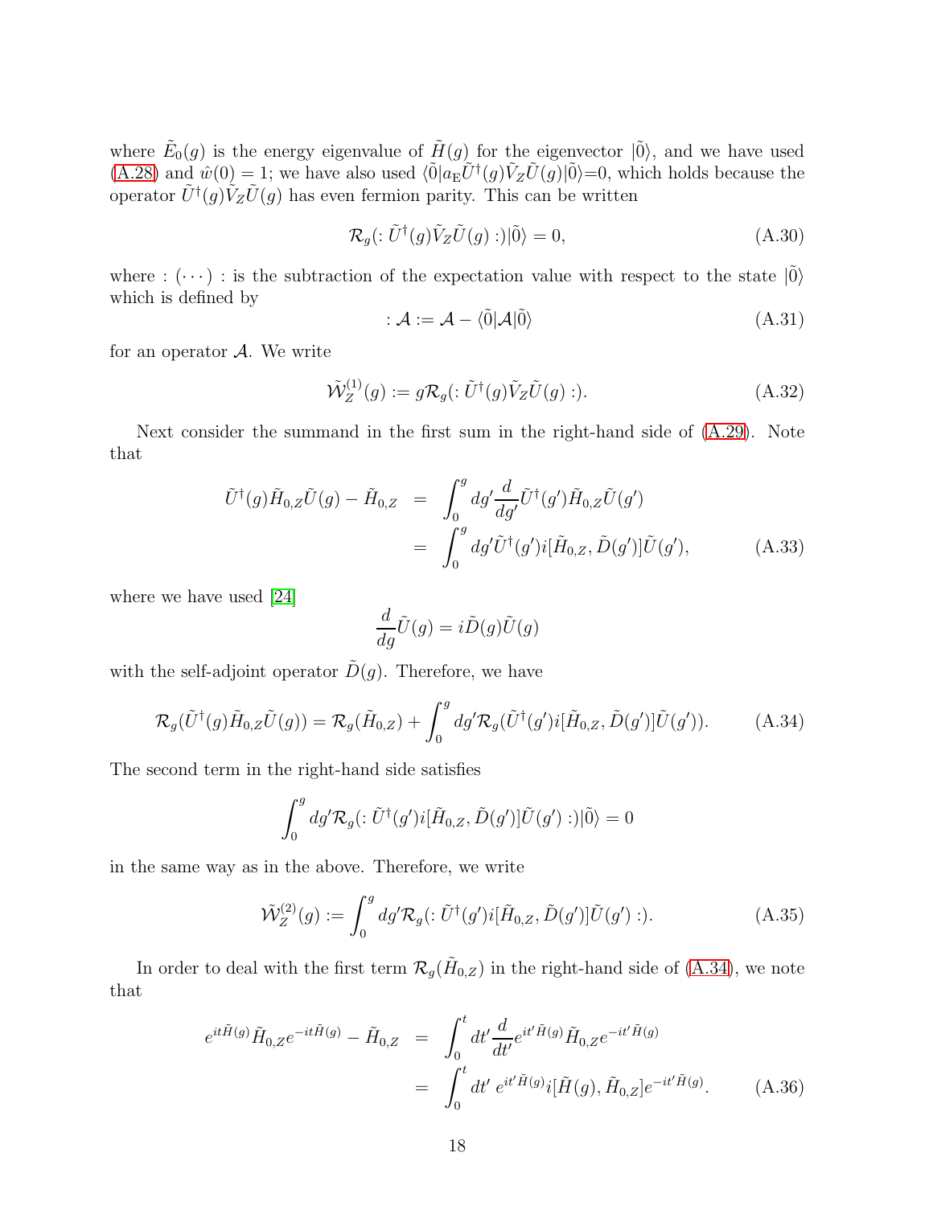where $\tilde{E}_0(g)$ is the energy eigenvalue of $\tilde{H}(g)$ for the eigenvector $|\tilde{0}\rangle$, and we have used (A.28) and $\hat{w}(0) = 1$; we have also used $\langle\tilde{0}|a_{\rm E}\tilde{U}^\dagger(g)\tilde{V}_Z\tilde{U}(g)|\tilde{0}\rangle$=0, which holds because the operator $\tilde{U}^\dagger(g)\tilde{V}_Z\tilde{U}(g)$ has even fermion parity. This can be written

$$\mathcal{R}_g(:\tilde{U}^\dagger(g)\tilde{V}_Z\tilde{U}(g):)|\tilde{0}\rangle = 0, \tag{A.30}$$

where $:(\cdots):$ is the subtraction of the expectation value with respect to the state $|\tilde{0}\rangle$ which is defined by

$$:\mathcal{A} := \mathcal{A} - \langle\tilde{0}|\mathcal{A}|\tilde{0}\rangle \tag{A.31}$$

for an operator $\mathcal{A}$. We write

$$\tilde{\mathcal{W}}_Z^{(1)}(g) := g\mathcal{R}_g(:\tilde{U}^\dagger(g)\tilde{V}_Z\tilde{U}(g):). \tag{A.32}$$

Next consider the summand in the first sum in the right-hand side of (A.29). Note that

$$\begin{aligned}\tilde{U}^\dagger(g)\tilde{H}_{0,Z}\tilde{U}(g) - \tilde{H}_{0,Z} &= \int_0^g dg'\frac{d}{dg'}\tilde{U}^\dagger(g')\tilde{H}_{0,Z}\tilde{U}(g')\\ &= \int_0^g dg'\tilde{U}^\dagger(g')i[\tilde{H}_{0,Z},\tilde{D}(g')]\tilde{U}(g'),\end{aligned} \tag{A.33}$$

where we have used [24]

$$\frac{d}{dg}\tilde{U}(g) = i\tilde{D}(g)\tilde{U}(g)$$

with the self-adjoint operator $\tilde{D}(g)$. Therefore, we have

$$\mathcal{R}_g(\tilde{U}^\dagger(g)\tilde{H}_{0,Z}\tilde{U}(g)) = \mathcal{R}_g(\tilde{H}_{0,Z}) + \int_0^g dg'\mathcal{R}_g(\tilde{U}^\dagger(g')i[\tilde{H}_{0,Z},\tilde{D}(g')]\tilde{U}(g')). \tag{A.34}$$

The second term in the right-hand side satisfies

$$\int_0^g dg'\mathcal{R}_g(:\tilde{U}^\dagger(g')i[\tilde{H}_{0,Z},\tilde{D}(g')]\tilde{U}(g'):)|\tilde{0}\rangle = 0$$

in the same way as in the above. Therefore, we write

$$\tilde{\mathcal{W}}_Z^{(2)}(g) := \int_0^g dg'\mathcal{R}_g(:\tilde{U}^\dagger(g')i[\tilde{H}_{0,Z},\tilde{D}(g')]\tilde{U}(g'):). \tag{A.35}$$

In order to deal with the first term $\mathcal{R}_g(\tilde{H}_{0,Z})$ in the right-hand side of (A.34), we note that

$$\begin{aligned}e^{it\tilde{H}(g)}\tilde{H}_{0,Z}e^{-it\tilde{H}(g)} - \tilde{H}_{0,Z} &= \int_0^t dt'\frac{d}{dt'}e^{it'\tilde{H}(g)}\tilde{H}_{0,Z}e^{-it'\tilde{H}(g)}\\ &= \int_0^t dt'\; e^{it'\tilde{H}(g)}i[\tilde{H}(g),\tilde{H}_{0,Z}]e^{-it'\tilde{H}(g)}.\end{aligned} \tag{A.36}$$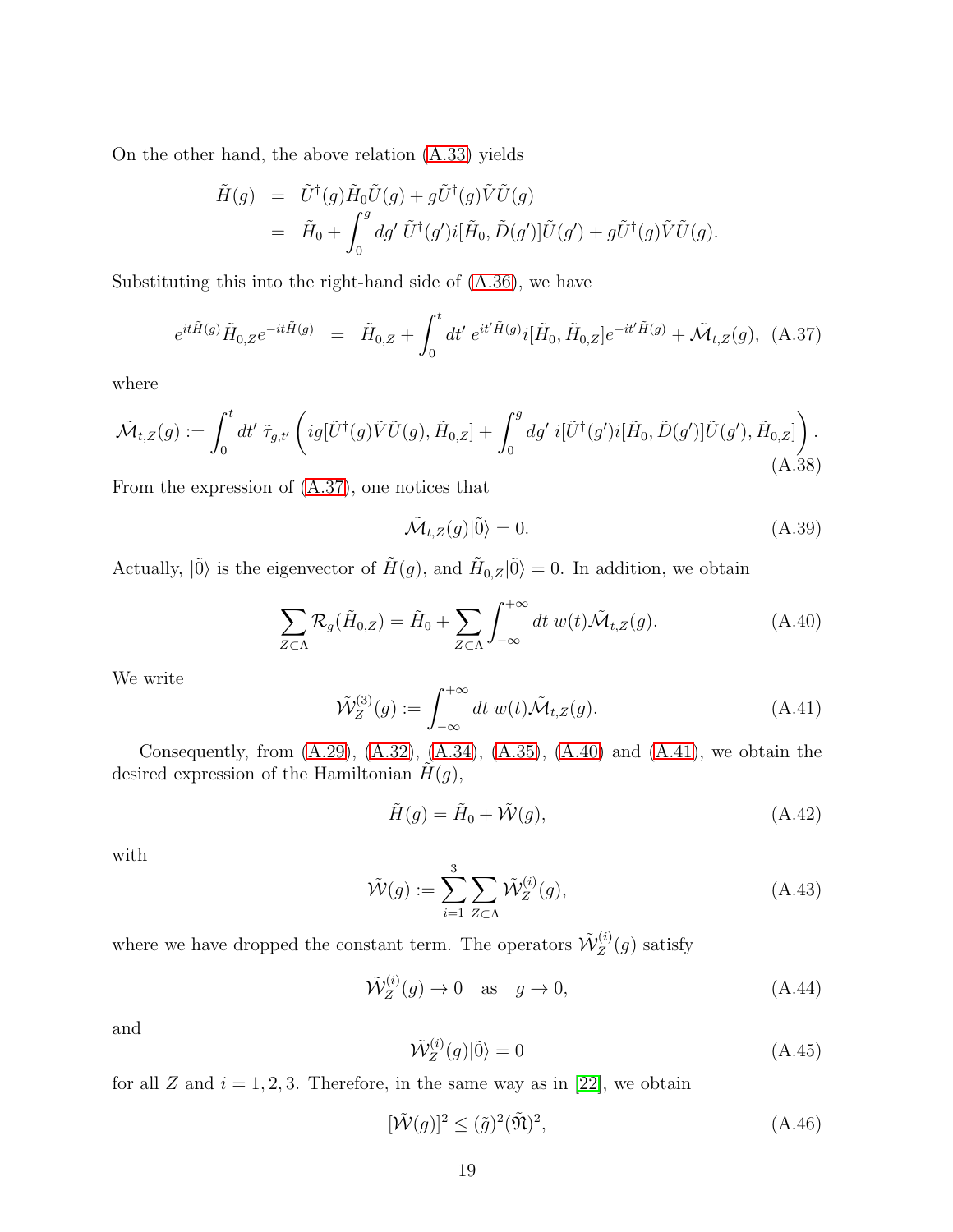On the other hand, the above relation (A.33) yields

$$
\begin{aligned}
\tilde{H}(g) &= \tilde{U}^\dagger(g)\tilde{H}_0\tilde{U}(g) + g\tilde{U}^\dagger(g)\tilde{V}\tilde{U}(g) \\
&= \tilde{H}_0 + \int_0^g dg'\, \tilde{U}^\dagger(g')i[\tilde{H}_0, \tilde{D}(g')]\tilde{U}(g') + g\tilde{U}^\dagger(g)\tilde{V}\tilde{U}(g).
\end{aligned}
$$

Substituting this into the right-hand side of (A.36), we have

$$
e^{it\tilde{H}(g)}\tilde{H}_{0,Z}e^{-it\tilde{H}(g)} = \tilde{H}_{0,Z} + \int_0^t dt'\, e^{it'\tilde{H}(g)}i[\tilde{H}_0, \tilde{H}_{0,Z}]e^{-it'\tilde{H}(g)} + \tilde{\mathcal{M}}_{t,Z}(g), \quad \text{(A.37)}
$$

where

$$
\tilde{\mathcal{M}}_{t,Z}(g) := \int_0^t dt'\, \tilde{\tau}_{g,t'}\left( ig[\tilde{U}^\dagger(g)\tilde{V}\tilde{U}(g), \tilde{H}_{0,Z}] + \int_0^g dg'\, i[\tilde{U}^\dagger(g')i[\tilde{H}_0, \tilde{D}(g')]\tilde{U}(g'), \tilde{H}_{0,Z}]\right). \quad \text{(A.38)}
$$

From the expression of (A.37), one notices that

$$
\tilde{\mathcal{M}}_{t,Z}(g)|\tilde{0}\rangle = 0. \quad \text{(A.39)}
$$

Actually, $|\tilde{0}\rangle$ is the eigenvector of $\tilde{H}(g)$, and $\tilde{H}_{0,Z}|\tilde{0}\rangle = 0$. In addition, we obtain

$$
\sum_{Z\subset\Lambda} \mathcal{R}_g(\tilde{H}_{0,Z}) = \tilde{H}_0 + \sum_{Z\subset\Lambda}\int_{-\infty}^{+\infty} dt\, w(t)\tilde{\mathcal{M}}_{t,Z}(g). \quad \text{(A.40)}
$$

We write

$$
\tilde{\mathcal{W}}_Z^{(3)}(g) := \int_{-\infty}^{+\infty} dt\, w(t)\tilde{\mathcal{M}}_{t,Z}(g). \quad \text{(A.41)}
$$

Consequently, from (A.29), (A.32), (A.34), (A.35), (A.40) and (A.41), we obtain the desired expression of the Hamiltonian $\tilde{H}(g)$,

$$
\tilde{H}(g) = \tilde{H}_0 + \tilde{\mathcal{W}}(g), \quad \text{(A.42)}
$$

with

$$
\tilde{\mathcal{W}}(g) := \sum_{i=1}^{3}\sum_{Z\subset\Lambda} \tilde{\mathcal{W}}_Z^{(i)}(g), \quad \text{(A.43)}
$$

where we have dropped the constant term. The operators $\tilde{\mathcal{W}}_Z^{(i)}(g)$ satisfy

$$
\tilde{\mathcal{W}}_Z^{(i)}(g) \to 0 \quad \text{as} \quad g \to 0, \quad \text{(A.44)}
$$

and

$$
\tilde{\mathcal{W}}_Z^{(i)}(g)|\tilde{0}\rangle = 0 \quad \text{(A.45)}
$$

for all $Z$ and $i = 1, 2, 3$. Therefore, in the same way as in [22], we obtain

$$
[\tilde{\mathcal{W}}(g)]^2 \le (\tilde{g})^2(\tilde{\mathfrak{N}})^2, \quad \text{(A.46)}
$$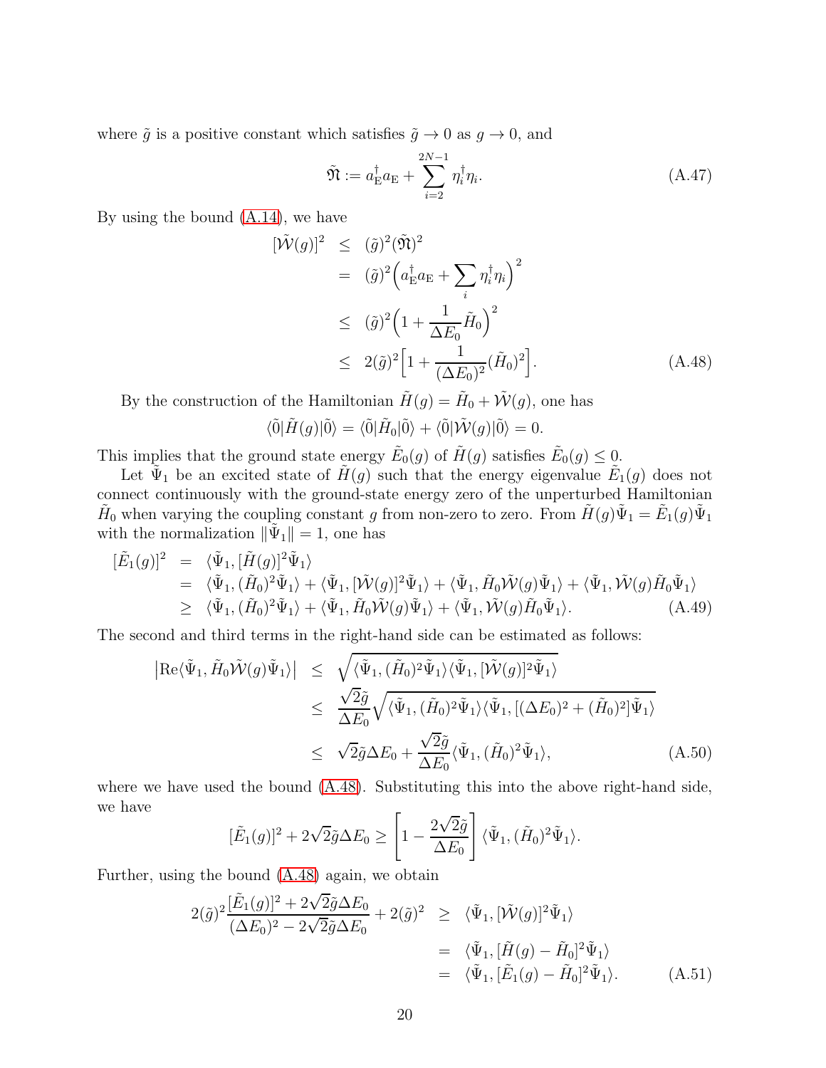where $\tilde{g}$ is a positive constant which satisfies $\tilde{g} \to 0$ as $g \to 0$, and

$$\tilde{\mathfrak{N}} := a_{\mathrm{E}}^\dagger a_{\mathrm{E}} + \sum_{i=2}^{2N-1} \eta_i^\dagger \eta_i. \tag{A.47}$$

By using the bound (A.14), we have

$$\begin{aligned}
[\tilde{\mathcal{W}}(g)]^2 &\le (\tilde{g})^2 (\tilde{\mathfrak{N}})^2 \\
&= (\tilde{g})^2 \Big( a_{\mathrm{E}}^\dagger a_{\mathrm{E}} + \sum_i \eta_i^\dagger \eta_i \Big)^2 \\
&\le (\tilde{g})^2 \Big( 1 + \frac{1}{\Delta E_0} \tilde{H}_0 \Big)^2 \\
&\le 2(\tilde{g})^2 \Big[ 1 + \frac{1}{(\Delta E_0)^2} (\tilde{H}_0)^2 \Big].
\end{aligned} \tag{A.48}$$

By the construction of the Hamiltonian $\tilde{H}(g) = \tilde{H}_0 + \tilde{\mathcal{W}}(g)$, one has

$$\langle \tilde{0} | \tilde{H}(g) | \tilde{0} \rangle = \langle \tilde{0} | \tilde{H}_0 | \tilde{0} \rangle + \langle \tilde{0} | \tilde{\mathcal{W}}(g) | \tilde{0} \rangle = 0.$$

This implies that the ground state energy $\tilde{E}_0(g)$ of $\tilde{H}(g)$ satisfies $\tilde{E}_0(g) \le 0$.

Let $\tilde{\Psi}_1$ be an excited state of $\tilde{H}(g)$ such that the energy eigenvalue $\tilde{E}_1(g)$ does not connect continuously with the ground-state energy zero of the unperturbed Hamiltonian $\tilde{H}_0$ when varying the coupling constant $g$ from non-zero to zero. From $\tilde{H}(g)\tilde{\Psi}_1 = \tilde{E}_1(g)\tilde{\Psi}_1$ with the normalization $\|\tilde{\Psi}_1\| = 1$, one has

$$\begin{aligned}
[\tilde{E}_1(g)]^2 &= \langle \tilde{\Psi}_1, [\tilde{H}(g)]^2 \tilde{\Psi}_1 \rangle \\
&= \langle \tilde{\Psi}_1, (\tilde{H}_0)^2 \tilde{\Psi}_1 \rangle + \langle \tilde{\Psi}_1, [\tilde{\mathcal{W}}(g)]^2 \tilde{\Psi}_1 \rangle + \langle \tilde{\Psi}_1, \tilde{H}_0 \tilde{\mathcal{W}}(g) \tilde{\Psi}_1 \rangle + \langle \tilde{\Psi}_1, \tilde{\mathcal{W}}(g) \tilde{H}_0 \tilde{\Psi}_1 \rangle \\
&\ge \langle \tilde{\Psi}_1, (\tilde{H}_0)^2 \tilde{\Psi}_1 \rangle + \langle \tilde{\Psi}_1, \tilde{H}_0 \tilde{\mathcal{W}}(g) \tilde{\Psi}_1 \rangle + \langle \tilde{\Psi}_1, \tilde{\mathcal{W}}(g) \tilde{H}_0 \tilde{\Psi}_1 \rangle.
\end{aligned} \tag{A.49}$$

The second and third terms in the right-hand side can be estimated as follows:

$$\begin{aligned}
\big| \mathrm{Re} \langle \tilde{\Psi}_1, \tilde{H}_0 \tilde{\mathcal{W}}(g) \tilde{\Psi}_1 \rangle \big| &\le \sqrt{\langle \tilde{\Psi}_1, (\tilde{H}_0)^2 \tilde{\Psi}_1 \rangle \langle \tilde{\Psi}_1, [\tilde{\mathcal{W}}(g)]^2 \tilde{\Psi}_1 \rangle} \\
&\le \frac{\sqrt{2}\tilde{g}}{\Delta E_0} \sqrt{\langle \tilde{\Psi}_1, (\tilde{H}_0)^2 \tilde{\Psi}_1 \rangle \langle \tilde{\Psi}_1, [(\Delta E_0)^2 + (\tilde{H}_0)^2] \tilde{\Psi}_1 \rangle} \\
&\le \sqrt{2}\tilde{g} \Delta E_0 + \frac{\sqrt{2}\tilde{g}}{\Delta E_0} \langle \tilde{\Psi}_1, (\tilde{H}_0)^2 \tilde{\Psi}_1 \rangle,
\end{aligned} \tag{A.50}$$

where we have used the bound (A.48). Substituting this into the above right-hand side, we have

$$[\tilde{E}_1(g)]^2 + 2\sqrt{2}\tilde{g}\Delta E_0 \ge \left[ 1 - \frac{2\sqrt{2}\tilde{g}}{\Delta E_0} \right] \langle \tilde{\Psi}_1, (\tilde{H}_0)^2 \tilde{\Psi}_1 \rangle.$$

Further, using the bound (A.48) again, we obtain

$$\begin{aligned}
2(\tilde{g})^2 \frac{[\tilde{E}_1(g)]^2 + 2\sqrt{2}\tilde{g}\Delta E_0}{(\Delta E_0)^2 - 2\sqrt{2}\tilde{g}\Delta E_0} + 2(\tilde{g})^2 &\ge \langle \tilde{\Psi}_1, [\tilde{\mathcal{W}}(g)]^2 \tilde{\Psi}_1 \rangle \\
&= \langle \tilde{\Psi}_1, [\tilde{H}(g) - \tilde{H}_0]^2 \tilde{\Psi}_1 \rangle \\
&= \langle \tilde{\Psi}_1, [\tilde{E}_1(g) - \tilde{H}_0]^2 \tilde{\Psi}_1 \rangle.
\end{aligned} \tag{A.51}$$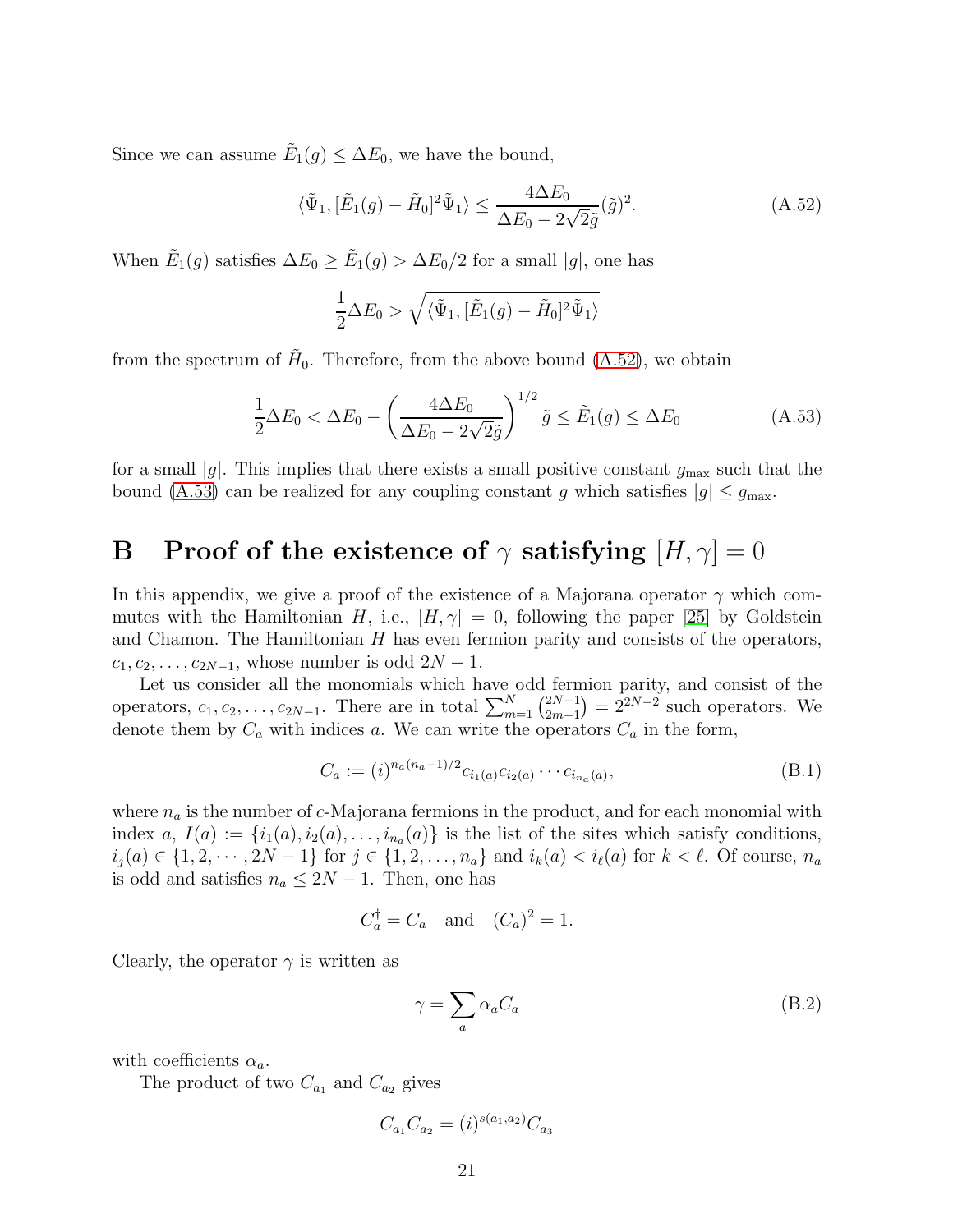Since we can assume $\tilde{E}_1(g) \le \Delta E_0$, we have the bound,

$$\langle \tilde{\Psi}_1, [\tilde{E}_1(g) - \tilde{H}_0]^2 \tilde{\Psi}_1 \rangle \le \frac{4\Delta E_0}{\Delta E_0 - 2\sqrt{2}\tilde{g}} (\tilde{g})^2. \tag{A.52}$$

When $\tilde{E}_1(g)$ satisfies $\Delta E_0 \ge \tilde{E}_1(g) > \Delta E_0/2$ for a small $|g|$, one has

$$\frac{1}{2}\Delta E_0 > \sqrt{\langle \tilde{\Psi}_1, [\tilde{E}_1(g) - \tilde{H}_0]^2 \tilde{\Psi}_1 \rangle}$$

from the spectrum of $\tilde{H}_0$. Therefore, from the above bound (A.52), we obtain

$$\frac{1}{2}\Delta E_0 < \Delta E_0 - \left( \frac{4\Delta E_0}{\Delta E_0 - 2\sqrt{2}\tilde{g}} \right)^{1/2} \tilde{g} \le \tilde{E}_1(g) \le \Delta E_0 \tag{A.53}$$

for a small $|g|$. This implies that there exists a small positive constant $g_{\max}$ such that the bound (A.53) can be realized for any coupling constant $g$ which satisfies $|g| \le g_{\max}$.

# B Proof of the existence of $\gamma$ satisfying $[H, \gamma] = 0$

In this appendix, we give a proof of the existence of a Majorana operator $\gamma$ which commutes with the Hamiltonian $H$, i.e., $[H, \gamma] = 0$, following the paper [25] by Goldstein and Chamon. The Hamiltonian $H$ has even fermion parity and consists of the operators, $c_1, c_2, \ldots, c_{2N-1}$, whose number is odd $2N - 1$.

Let us consider all the monomials which have odd fermion parity, and consist of the operators, $c_1, c_2, \ldots, c_{2N-1}$. There are in total $\sum_{m=1}^{N} \binom{2N-1}{2m-1} = 2^{2N-2}$ such operators. We denote them by $C_a$ with indices $a$. We can write the operators $C_a$ in the form,

$$C_a := (i)^{n_a(n_a-1)/2} c_{i_1(a)} c_{i_2(a)} \cdots c_{i_{n_a}(a)}, \tag{B.1}$$

where $n_a$ is the number of $c$-Majorana fermions in the product, and for each monomial with index $a$, $I(a) := \{i_1(a), i_2(a), \ldots, i_{n_a}(a)\}$ is the list of the sites which satisfy conditions, $i_j(a) \in \{1, 2, \cdots, 2N-1\}$ for $j \in \{1, 2, \ldots, n_a\}$ and $i_k(a) < i_\ell(a)$ for $k < \ell$. Of course, $n_a$ is odd and satisfies $n_a \le 2N - 1$. Then, one has

$$C_a^\dagger = C_a \quad \text{and} \quad (C_a)^2 = 1.$$

Clearly, the operator $\gamma$ is written as

$$\gamma = \sum_a \alpha_a C_a \tag{B.2}$$

with coefficients $\alpha_a$.

The product of two $C_{a_1}$ and $C_{a_2}$ gives

$$C_{a_1} C_{a_2} = (i)^{s(a_1, a_2)} C_{a_3}$$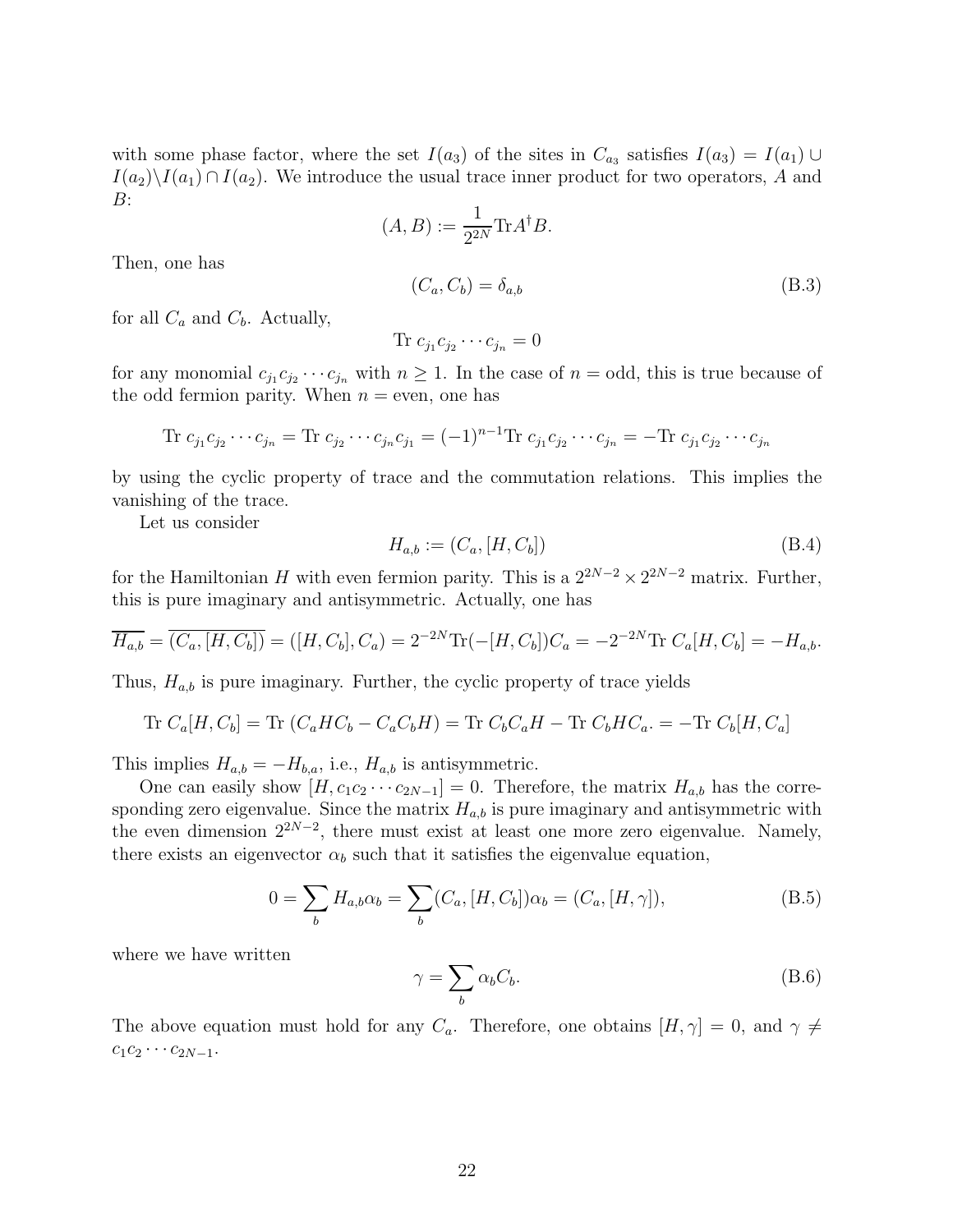with some phase factor, where the set $I(a_3)$ of the sites in $C_{a_3}$ satisfies $I(a_3) = I(a_1) \cup I(a_2) \backslash I(a_1) \cap I(a_2)$. We introduce the usual trace inner product for two operators, $A$ and $B$:

$$(A, B) := \frac{1}{2^{2N}} \mathrm{Tr} A^\dagger B.$$

Then, one has

$$(C_a, C_b) = \delta_{a,b} \tag{B.3}$$

for all $C_a$ and $C_b$. Actually,

$$\mathrm{Tr}\ c_{j_1} c_{j_2} \cdots c_{j_n} = 0$$

for any monomial $c_{j_1} c_{j_2} \cdots c_{j_n}$ with $n \geq 1$. In the case of $n =$ odd, this is true because of the odd fermion parity. When $n =$ even, one has

$$\mathrm{Tr}\ c_{j_1} c_{j_2} \cdots c_{j_n} = \mathrm{Tr}\ c_{j_2} \cdots c_{j_n} c_{j_1} = (-1)^{n-1} \mathrm{Tr}\ c_{j_1} c_{j_2} \cdots c_{j_n} = -\mathrm{Tr}\ c_{j_1} c_{j_2} \cdots c_{j_n}$$

by using the cyclic property of trace and the commutation relations. This implies the vanishing of the trace.

Let us consider

$$H_{a,b} := (C_a, [H, C_b]) \tag{B.4}$$

for the Hamiltonian $H$ with even fermion parity. This is a $2^{2N-2} \times 2^{2N-2}$ matrix. Further, this is pure imaginary and antisymmetric. Actually, one has

$$\overline{H_{a,b}} = \overline{(C_a, [H, C_b])} = ([H, C_b], C_a) = 2^{-2N} \mathrm{Tr}(-[H, C_b]) C_a = -2^{-2N} \mathrm{Tr}\ C_a [H, C_b] = -H_{a,b}.$$

Thus, $H_{a,b}$ is pure imaginary. Further, the cyclic property of trace yields

$$\mathrm{Tr}\ C_a [H, C_b] = \mathrm{Tr}\ (C_a H C_b - C_a C_b H) = \mathrm{Tr}\ C_b C_a H - \mathrm{Tr}\ C_b H C_a. = -\mathrm{Tr}\ C_b [H, C_a]$$

This implies $H_{a,b} = -H_{b,a}$, i.e., $H_{a,b}$ is antisymmetric.

One can easily show $[H, c_1 c_2 \cdots c_{2N-1}] = 0$. Therefore, the matrix $H_{a,b}$ has the corresponding zero eigenvalue. Since the matrix $H_{a,b}$ is pure imaginary and antisymmetric with the even dimension $2^{2N-2}$, there must exist at least one more zero eigenvalue. Namely, there exists an eigenvector $\alpha_b$ such that it satisfies the eigenvalue equation,

$$0 = \sum_b H_{a,b} \alpha_b = \sum_b (C_a, [H, C_b]) \alpha_b = (C_a, [H, \gamma]), \tag{B.5}$$

where we have written

$$\gamma = \sum_b \alpha_b C_b. \tag{B.6}$$

The above equation must hold for any $C_a$. Therefore, one obtains $[H, \gamma] = 0$, and $\gamma \neq c_1 c_2 \cdots c_{2N-1}$.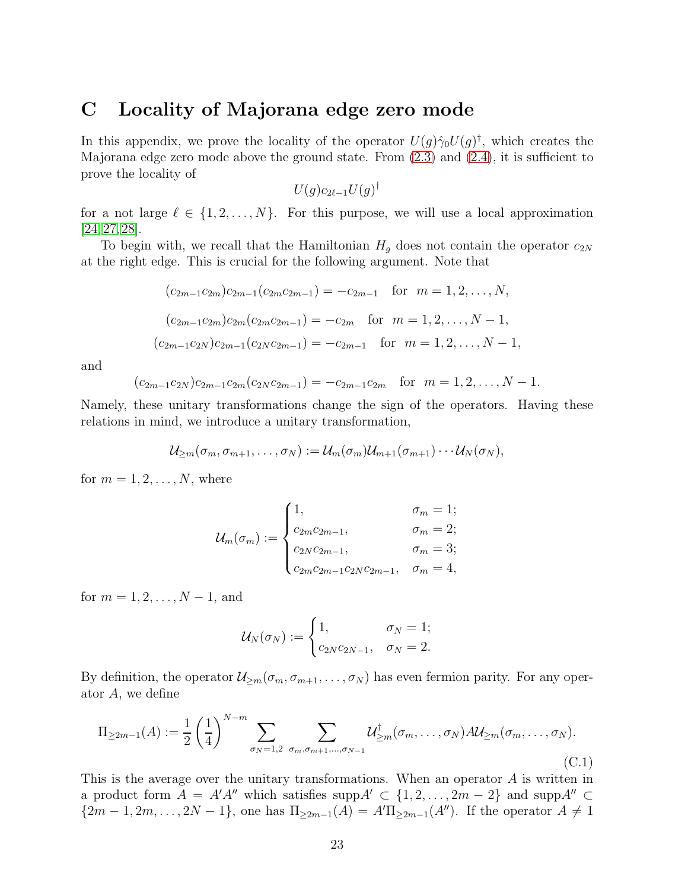## C Locality of Majorana edge zero mode

In this appendix, we prove the locality of the operator $U(g)\hat{\gamma}_0 U(g)^\dagger$, which creates the Majorana edge zero mode above the ground state. From (2.3) and (2.4), it is sufficient to prove the locality of

$$U(g)c_{2\ell-1}U(g)^\dagger$$

for a not large $\ell \in \{1, 2, \ldots, N\}$. For this purpose, we will use a local approximation [24,27,28].

To begin with, we recall that the Hamiltonian $H_g$ does not contain the operator $c_{2N}$ at the right edge. This is crucial for the following argument. Note that

$$(c_{2m-1}c_{2m})c_{2m-1}(c_{2m}c_{2m-1}) = -c_{2m-1} \quad \text{for} \quad m = 1, 2, \ldots, N,$$

$$(c_{2m-1}c_{2m})c_{2m}(c_{2m}c_{2m-1}) = -c_{2m} \quad \text{for} \quad m = 1, 2, \ldots, N-1,$$

$$(c_{2m-1}c_{2N})c_{2m-1}(c_{2N}c_{2m-1}) = -c_{2m-1} \quad \text{for} \quad m = 1, 2, \ldots, N-1,$$

and

$$(c_{2m-1}c_{2N})c_{2m-1}c_{2m}(c_{2N}c_{2m-1}) = -c_{2m-1}c_{2m} \quad \text{for} \quad m = 1, 2, \ldots, N-1.$$

Namely, these unitary transformations change the sign of the operators. Having these relations in mind, we introduce a unitary transformation,

$$\mathcal{U}_{\geq m}(\sigma_m, \sigma_{m+1}, \ldots, \sigma_N) := \mathcal{U}_m(\sigma_m)\mathcal{U}_{m+1}(\sigma_{m+1})\cdots\mathcal{U}_N(\sigma_N),$$

for $m = 1, 2, \ldots, N$, where

$$\mathcal{U}_m(\sigma_m) := \begin{cases} 1, & \sigma_m = 1; \\ c_{2m}c_{2m-1}, & \sigma_m = 2; \\ c_{2N}c_{2m-1}, & \sigma_m = 3; \\ c_{2m}c_{2m-1}c_{2N}c_{2m-1}, & \sigma_m = 4, \end{cases}$$

for $m = 1, 2, \ldots, N-1$, and

$$\mathcal{U}_N(\sigma_N) := \begin{cases} 1, & \sigma_N = 1; \\ c_{2N}c_{2N-1}, & \sigma_N = 2. \end{cases}$$

By definition, the operator $\mathcal{U}_{\geq m}(\sigma_m, \sigma_{m+1}, \ldots, \sigma_N)$ has even fermion parity. For any operator $A$, we define

$$\Pi_{\geq 2m-1}(A) := \frac{1}{2}\left(\frac{1}{4}\right)^{N-m} \sum_{\sigma_N=1,2} \sum_{\sigma_m,\sigma_{m+1},\ldots,\sigma_{N-1}} \mathcal{U}^\dagger_{\geq m}(\sigma_m, \ldots, \sigma_N) A \mathcal{U}_{\geq m}(\sigma_m, \ldots, \sigma_N). \tag{C.1}$$

This is the average over the unitary transformations. When an operator $A$ is written in a product form $A = A'A''$ which satisfies $\text{supp}A' \subset \{1, 2, \ldots, 2m-2\}$ and $\text{supp}A'' \subset \{2m-1, 2m, \ldots, 2N-1\}$, one has $\Pi_{\geq 2m-1}(A) = A'\Pi_{\geq 2m-1}(A'')$. If the operator $A \neq 1$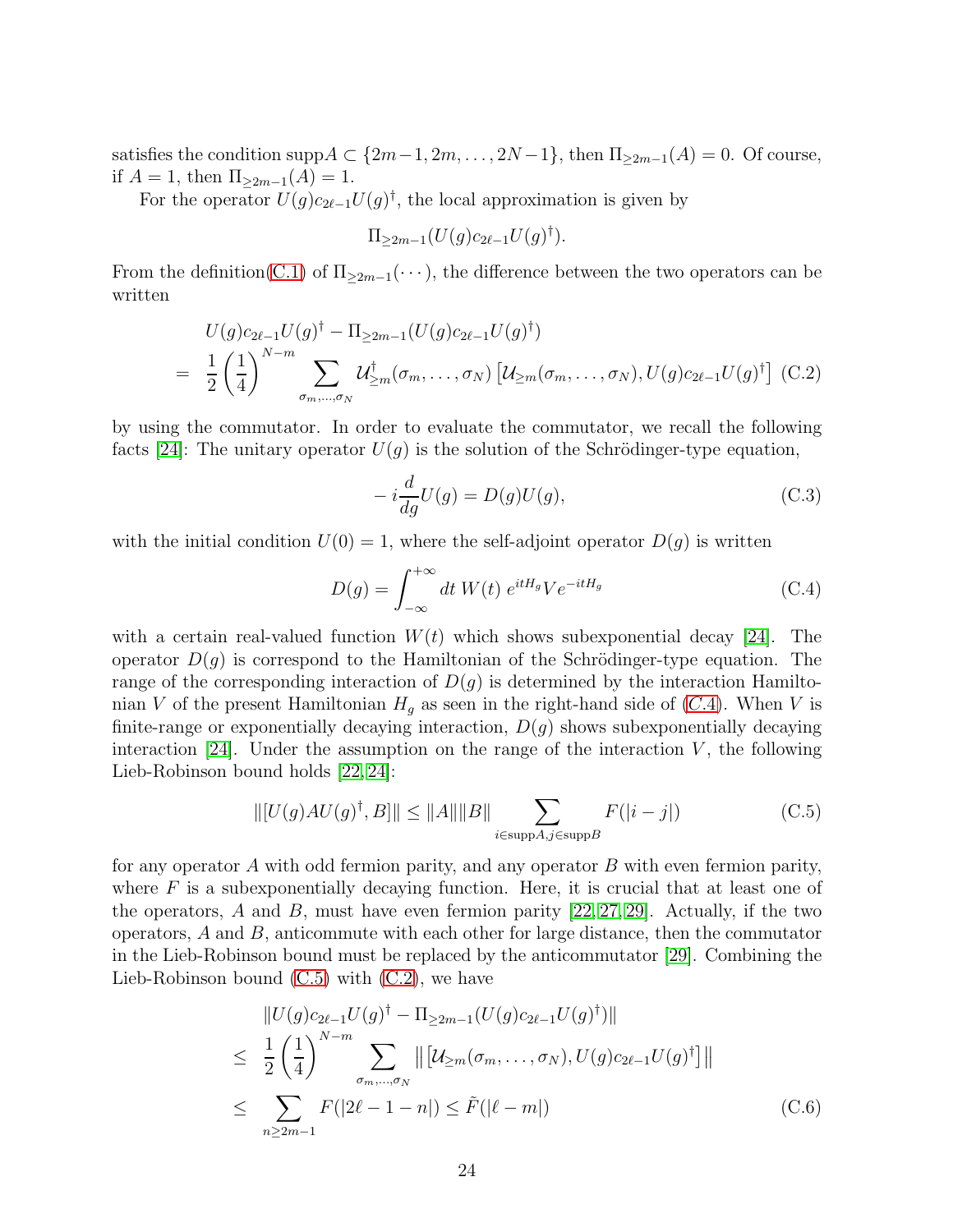satisfies the condition $\mathrm{supp}A \subset \{2m-1, 2m, \ldots, 2N-1\}$, then $\Pi_{\geq 2m-1}(A) = 0$. Of course, if $A = 1$, then $\Pi_{\geq 2m-1}(A) = 1$.

For the operator $U(g)c_{2\ell-1}U(g)^\dagger$, the local approximation is given by

$$\Pi_{\geq 2m-1}(U(g)c_{2\ell-1}U(g)^\dagger).$$

From the definition(C.1) of $\Pi_{\geq 2m-1}(\cdots)$, the difference between the two operators can be written

$$\begin{aligned}
&U(g)c_{2\ell-1}U(g)^\dagger - \Pi_{\geq 2m-1}(U(g)c_{2\ell-1}U(g)^\dagger) \\
= \; &\frac{1}{2}\left(\frac{1}{4}\right)^{N-m} \sum_{\sigma_m,\ldots,\sigma_N} \mathcal{U}^\dagger_{\geq m}(\sigma_m,\ldots,\sigma_N)\left[\mathcal{U}_{\geq m}(\sigma_m,\ldots,\sigma_N), U(g)c_{2\ell-1}U(g)^\dagger\right] \quad \text{(C.2)}
\end{aligned}$$

by using the commutator. In order to evaluate the commutator, we recall the following facts [24]: The unitary operator $U(g)$ is the solution of the Schrödinger-type equation,

$$-i\frac{d}{dg}U(g) = D(g)U(g), \tag{C.3}$$

with the initial condition $U(0) = 1$, where the self-adjoint operator $D(g)$ is written

$$D(g) = \int_{-\infty}^{+\infty} dt\; W(t)\, e^{itH_g} V e^{-itH_g} \tag{C.4}$$

with a certain real-valued function $W(t)$ which shows subexponential decay [24]. The operator $D(g)$ is correspond to the Hamiltonian of the Schrödinger-type equation. The range of the corresponding interaction of $D(g)$ is determined by the interaction Hamiltonian $V$ of the present Hamiltonian $H_g$ as seen in the right-hand side of (C.4). When $V$ is finite-range or exponentially decaying interaction, $D(g)$ shows subexponentially decaying interaction [24]. Under the assumption on the range of the interaction $V$, the following Lieb-Robinson bound holds [22, 24]:

$$\|[U(g)AU(g)^\dagger, B]\| \leq \|A\|\|B\| \sum_{i\in \mathrm{supp}A,\, j\in\mathrm{supp}B} F(|i-j|) \tag{C.5}$$

for any operator $A$ with odd fermion parity, and any operator $B$ with even fermion parity, where $F$ is a subexponentially decaying function. Here, it is crucial that at least one of the operators, $A$ and $B$, must have even fermion parity [22, 27, 29]. Actually, if the two operators, $A$ and $B$, anticommute with each other for large distance, then the commutator in the Lieb-Robinson bound must be replaced by the anticommutator [29]. Combining the Lieb-Robinson bound (C.5) with (C.2), we have

$$\begin{aligned}
&\|U(g)c_{2\ell-1}U(g)^\dagger - \Pi_{\geq 2m-1}(U(g)c_{2\ell-1}U(g)^\dagger)\| \\
\leq \; &\frac{1}{2}\left(\frac{1}{4}\right)^{N-m} \sum_{\sigma_m,\ldots,\sigma_N} \left\|\left[\mathcal{U}_{\geq m}(\sigma_m,\ldots,\sigma_N), U(g)c_{2\ell-1}U(g)^\dagger\right]\right\| \\
\leq \; &\sum_{n\geq 2m-1} F(|2\ell-1-n|) \leq \tilde{F}(|\ell-m|) \qquad \text{(C.6)}
\end{aligned}$$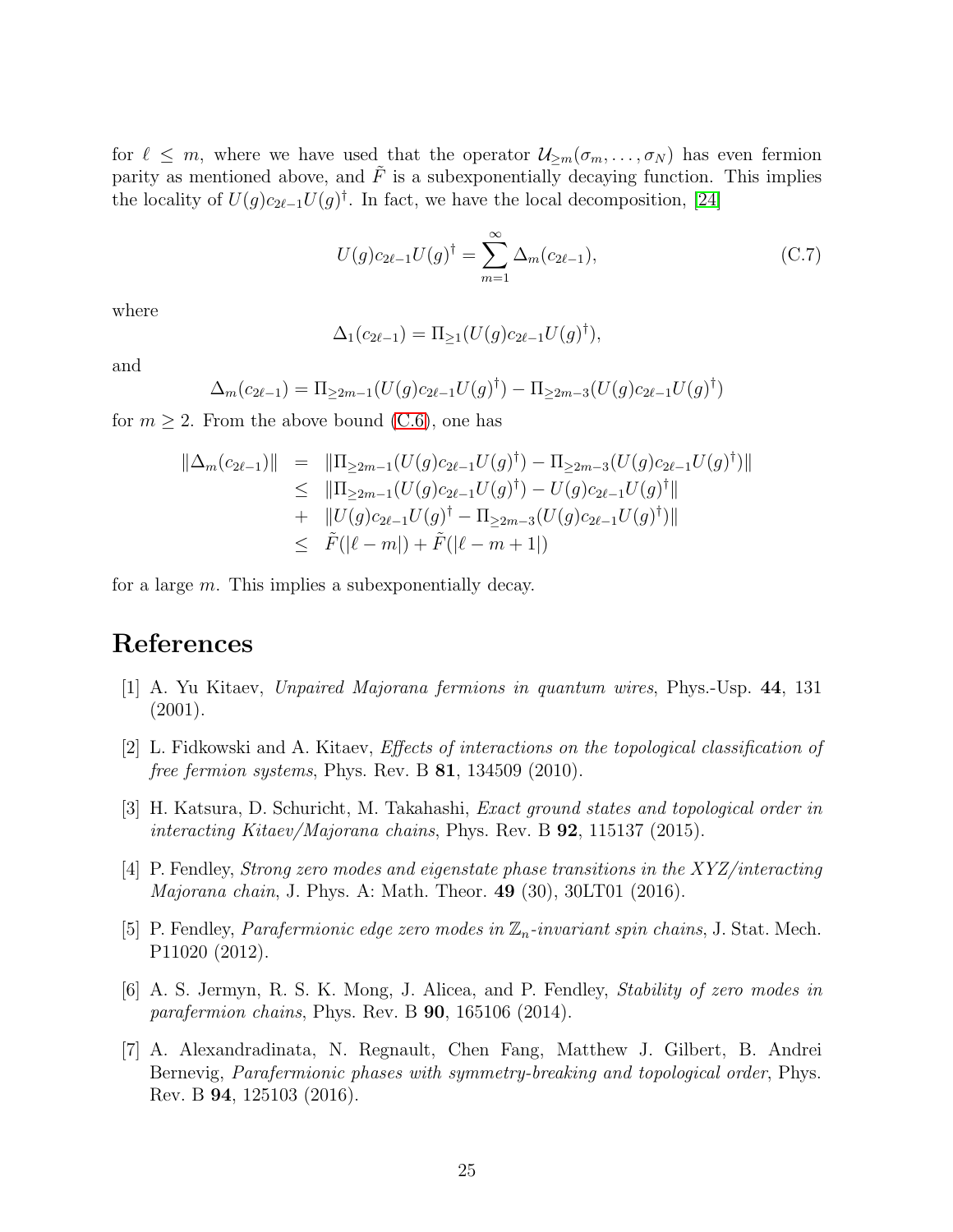for $\ell \leq m$, where we have used that the operator $\mathcal{U}_{\geq m}(\sigma_m, \ldots, \sigma_N)$ has even fermion parity as mentioned above, and $\tilde{F}$ is a subexponentially decaying function. This implies the locality of $U(g)c_{2\ell-1}U(g)^\dagger$. In fact, we have the local decomposition, [24]

$$U(g)c_{2\ell-1}U(g)^\dagger = \sum_{m=1}^{\infty} \Delta_m(c_{2\ell-1}), \tag{C.7}$$

where

$$\Delta_1(c_{2\ell-1}) = \Pi_{\geq 1}(U(g)c_{2\ell-1}U(g)^\dagger),$$

and

$$\Delta_m(c_{2\ell-1}) = \Pi_{\geq 2m-1}(U(g)c_{2\ell-1}U(g)^\dagger) - \Pi_{\geq 2m-3}(U(g)c_{2\ell-1}U(g)^\dagger)$$

for $m \geq 2$. From the above bound (C.6), one has

$$\begin{aligned}
\|\Delta_m(c_{2\ell-1})\| &= \|\Pi_{\geq 2m-1}(U(g)c_{2\ell-1}U(g)^\dagger) - \Pi_{\geq 2m-3}(U(g)c_{2\ell-1}U(g)^\dagger)\| \\
&\leq \|\Pi_{\geq 2m-1}(U(g)c_{2\ell-1}U(g)^\dagger) - U(g)c_{2\ell-1}U(g)^\dagger\| \\
&+ \|U(g)c_{2\ell-1}U(g)^\dagger - \Pi_{\geq 2m-3}(U(g)c_{2\ell-1}U(g)^\dagger)\| \\
&\leq \tilde{F}(|\ell - m|) + \tilde{F}(|\ell - m + 1|)
\end{aligned}$$

for a large $m$. This implies a subexponentially decay.

# References

[1] A. Yu Kitaev, *Unpaired Majorana fermions in quantum wires*, Phys.-Usp. **44**, 131 (2001).

[2] L. Fidkowski and A. Kitaev, *Effects of interactions on the topological classification of free fermion systems*, Phys. Rev. B **81**, 134509 (2010).

[3] H. Katsura, D. Schuricht, M. Takahashi, *Exact ground states and topological order in interacting Kitaev/Majorana chains*, Phys. Rev. B **92**, 115137 (2015).

[4] P. Fendley, *Strong zero modes and eigenstate phase transitions in the XYZ/interacting Majorana chain*, J. Phys. A: Math. Theor. **49** (30), 30LT01 (2016).

[5] P. Fendley, *Parafermionic edge zero modes in $\mathbb{Z}_n$-invariant spin chains*, J. Stat. Mech. P11020 (2012).

[6] A. S. Jermyn, R. S. K. Mong, J. Alicea, and P. Fendley, *Stability of zero modes in parafermion chains*, Phys. Rev. B **90**, 165106 (2014).

[7] A. Alexandradinata, N. Regnault, Chen Fang, Matthew J. Gilbert, B. Andrei Bernevig, *Parafermionic phases with symmetry-breaking and topological order*, Phys. Rev. B **94**, 125103 (2016).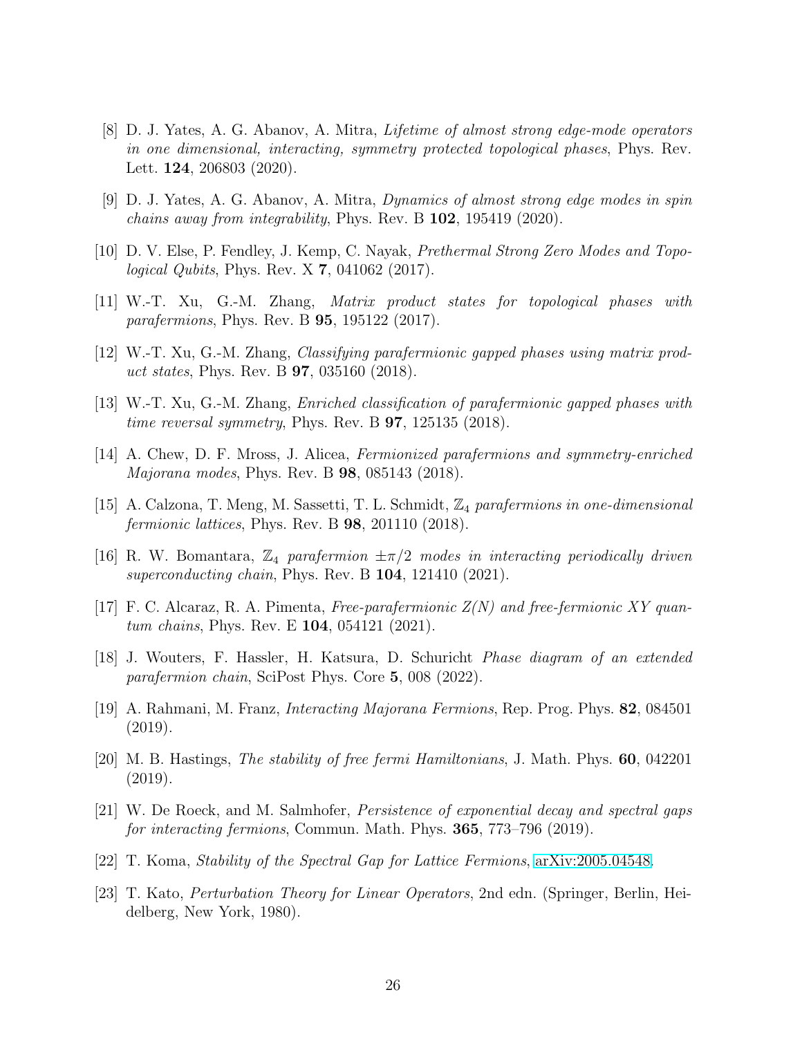[8] D. J. Yates, A. G. Abanov, A. Mitra, *Lifetime of almost strong edge-mode operators in one dimensional, interacting, symmetry protected topological phases*, Phys. Rev. Lett. **124**, 206803 (2020).

[9] D. J. Yates, A. G. Abanov, A. Mitra, *Dynamics of almost strong edge modes in spin chains away from integrability*, Phys. Rev. B **102**, 195419 (2020).

[10] D. V. Else, P. Fendley, J. Kemp, C. Nayak, *Prethermal Strong Zero Modes and Topological Qubits*, Phys. Rev. X **7**, 041062 (2017).

[11] W.-T. Xu, G.-M. Zhang, *Matrix product states for topological phases with parafermions*, Phys. Rev. B **95**, 195122 (2017).

[12] W.-T. Xu, G.-M. Zhang, *Classifying parafermionic gapped phases using matrix product states*, Phys. Rev. B **97**, 035160 (2018).

[13] W.-T. Xu, G.-M. Zhang, *Enriched classification of parafermionic gapped phases with time reversal symmetry*, Phys. Rev. B **97**, 125135 (2018).

[14] A. Chew, D. F. Mross, J. Alicea, *Fermionized parafermions and symmetry-enriched Majorana modes*, Phys. Rev. B **98**, 085143 (2018).

[15] A. Calzona, T. Meng, M. Sassetti, T. L. Schmidt, *$\mathbb{Z}_4$ parafermions in one-dimensional fermionic lattices*, Phys. Rev. B **98**, 201110 (2018).

[16] R. W. Bomantara, *$\mathbb{Z}_4$ parafermion $\pm\pi/2$ modes in interacting periodically driven superconducting chain*, Phys. Rev. B **104**, 121410 (2021).

[17] F. C. Alcaraz, R. A. Pimenta, *Free-parafermionic Z(N) and free-fermionic XY quantum chains*, Phys. Rev. E **104**, 054121 (2021).

[18] J. Wouters, F. Hassler, H. Katsura, D. Schuricht *Phase diagram of an extended parafermion chain*, SciPost Phys. Core **5**, 008 (2022).

[19] A. Rahmani, M. Franz, *Interacting Majorana Fermions*, Rep. Prog. Phys. **82**, 084501 (2019).

[20] M. B. Hastings, *The stability of free fermi Hamiltonians*, J. Math. Phys. **60**, 042201 (2019).

[21] W. De Roeck, and M. Salmhofer, *Persistence of exponential decay and spectral gaps for interacting fermions*, Commun. Math. Phys. **365**, 773–796 (2019).

[22] T. Koma, *Stability of the Spectral Gap for Lattice Fermions*, arXiv:2005.04548.

[23] T. Kato, *Perturbation Theory for Linear Operators*, 2nd edn. (Springer, Berlin, Heidelberg, New York, 1980).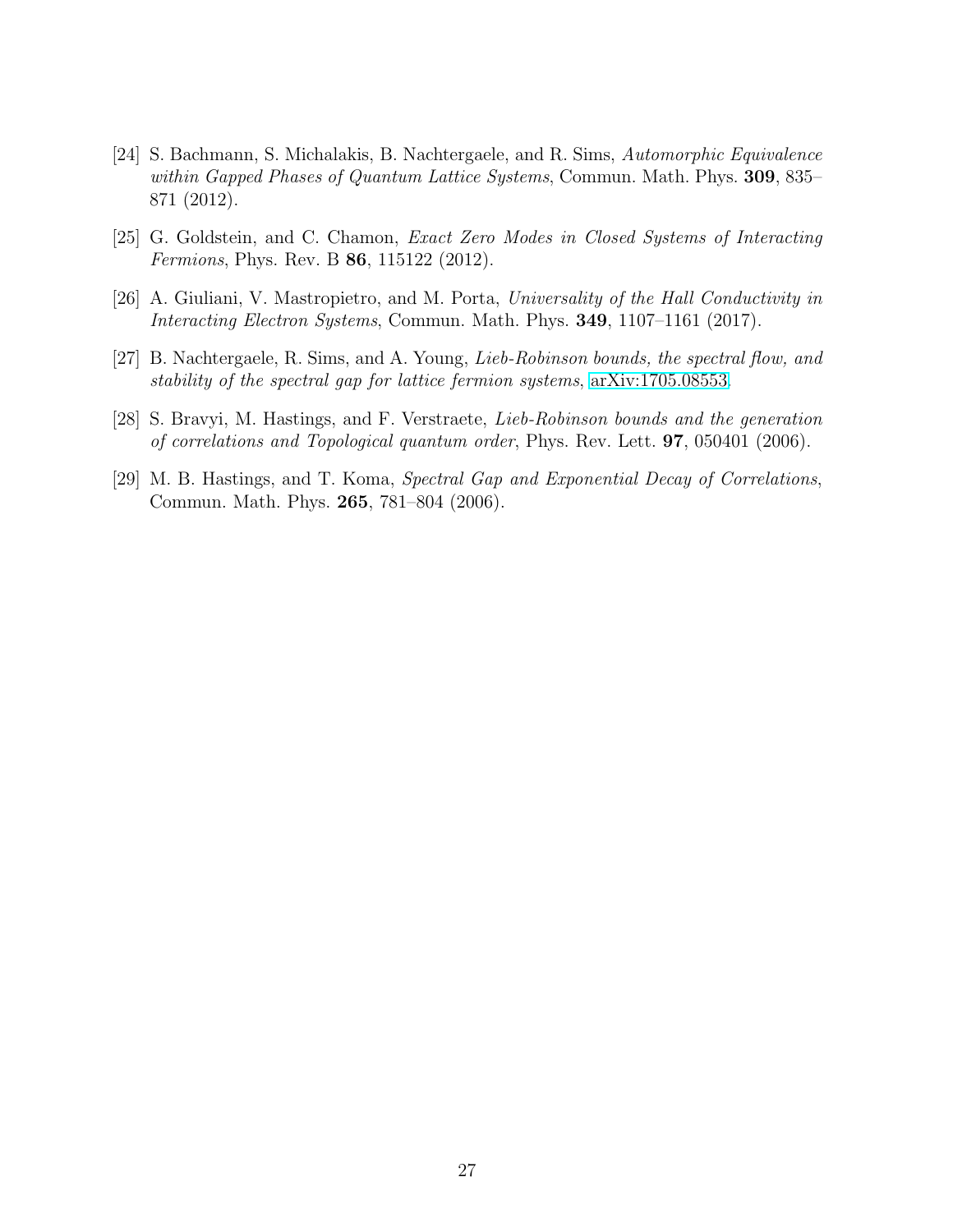[24] S. Bachmann, S. Michalakis, B. Nachtergaele, and R. Sims, *Automorphic Equivalence within Gapped Phases of Quantum Lattice Systems*, Commun. Math. Phys. **309**, 835–871 (2012).

[25] G. Goldstein, and C. Chamon, *Exact Zero Modes in Closed Systems of Interacting Fermions*, Phys. Rev. B **86**, 115122 (2012).

[26] A. Giuliani, V. Mastropietro, and M. Porta, *Universality of the Hall Conductivity in Interacting Electron Systems*, Commun. Math. Phys. **349**, 1107–1161 (2017).

[27] B. Nachtergaele, R. Sims, and A. Young, *Lieb-Robinson bounds, the spectral flow, and stability of the spectral gap for lattice fermion systems*, arXiv:1705.08553.

[28] S. Bravyi, M. Hastings, and F. Verstraete, *Lieb-Robinson bounds and the generation of correlations and Topological quantum order*, Phys. Rev. Lett. **97**, 050401 (2006).

[29] M. B. Hastings, and T. Koma, *Spectral Gap and Exponential Decay of Correlations*, Commun. Math. Phys. **265**, 781–804 (2006).